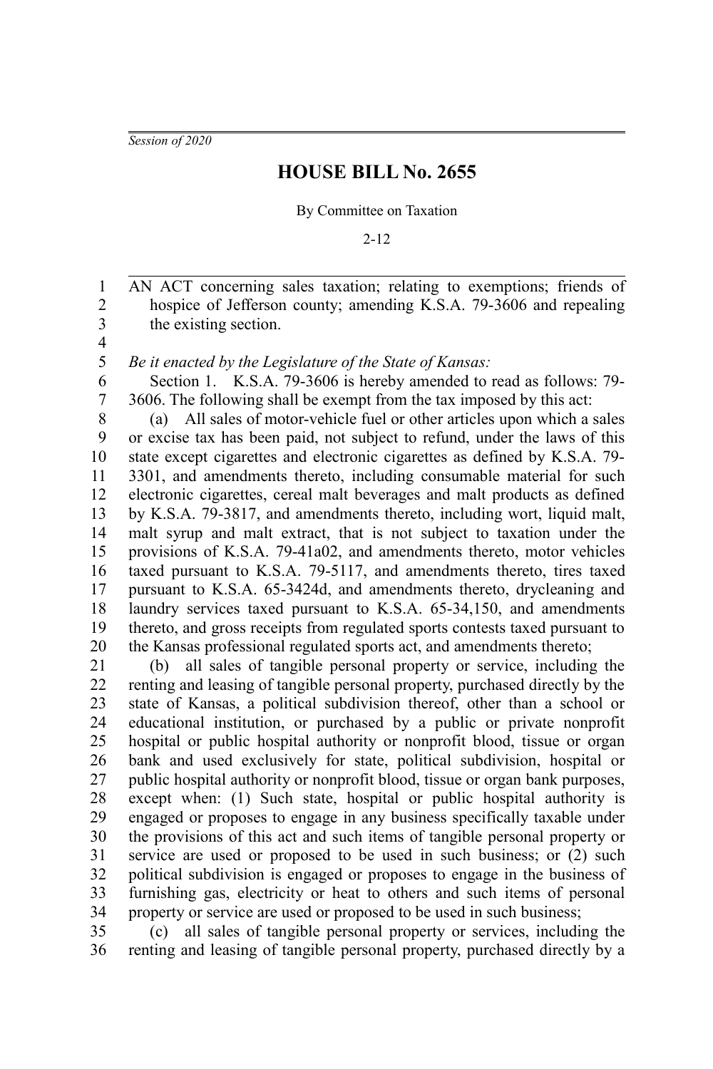*Session of 2020*

# HOUSE BILL No. 2655

By Committee on Taxation

2-12

AN ACT concerning sales taxation; relating to exemptions; friends of hospice of Jefferson county; amending K.S.A. 79-3606 and repealing the existing section.

*Be it enacted by the Legislature of the State of Kansas:*

Section 1. K.S.A. 79-3606 is hereby amended to read as follows: 79-3606. The following shall be exempt from the tax imposed by this act:

(a) All sales of motor-vehicle fuel or other articles upon which a sales or excise tax has been paid, not subject to refund, under the laws of this state except cigarettes and electronic cigarettes as defined by K.S.A. 79-3301, and amendments thereto, including consumable material for such electronic cigarettes, cereal malt beverages and malt products as defined by K.S.A. 79-3817, and amendments thereto, including wort, liquid malt, malt syrup and malt extract, that is not subject to taxation under the provisions of K.S.A. 79-41a02, and amendments thereto, motor vehicles taxed pursuant to K.S.A. 79-5117, and amendments thereto, tires taxed pursuant to K.S.A. 65-3424d, and amendments thereto, drycleaning and laundry services taxed pursuant to K.S.A. 65-34,150, and amendments thereto, and gross receipts from regulated sports contests taxed pursuant to the Kansas professional regulated sports act, and amendments thereto;

(b) all sales of tangible personal property or service, including the renting and leasing of tangible personal property, purchased directly by the state of Kansas, a political subdivision thereof, other than a school or educational institution, or purchased by a public or private nonprofit hospital or public hospital authority or nonprofit blood, tissue or organ bank and used exclusively for state, political subdivision, hospital or public hospital authority or nonprofit blood, tissue or organ bank purposes, except when: (1) Such state, hospital or public hospital authority is engaged or proposes to engage in any business specifically taxable under the provisions of this act and such items of tangible personal property or service are used or proposed to be used in such business; or (2) such political subdivision is engaged or proposes to engage in the business of furnishing gas, electricity or heat to others and such items of personal property or service are used or proposed to be used in such business;

(c) all sales of tangible personal property or services, including the renting and leasing of tangible personal property, purchased directly by a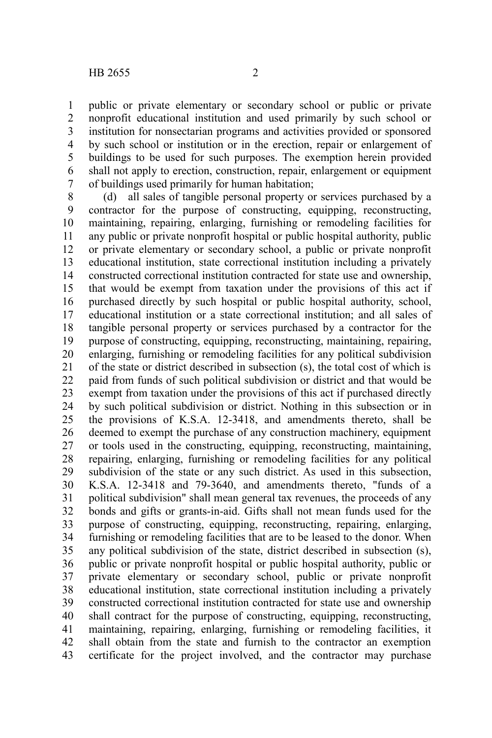public or private elementary or secondary school or public or private nonprofit educational institution and used primarily by such school or institution for nonsectarian programs and activities provided or sponsored by such school or institution or in the erection, repair or enlargement of buildings to be used for such purposes. The exemption herein provided shall not apply to erection, construction, repair, enlargement or equipment of buildings used primarily for human habitation;

(d) all sales of tangible personal property or services purchased by a contractor for the purpose of constructing, equipping, reconstructing, maintaining, repairing, enlarging, furnishing or remodeling facilities for any public or private nonprofit hospital or public hospital authority, public or private elementary or secondary school, a public or private nonprofit educational institution, state correctional institution including a privately constructed correctional institution contracted for state use and ownership, that would be exempt from taxation under the provisions of this act if purchased directly by such hospital or public hospital authority, school, educational institution or a state correctional institution; and all sales of tangible personal property or services purchased by a contractor for the purpose of constructing, equipping, reconstructing, maintaining, repairing, enlarging, furnishing or remodeling facilities for any political subdivision of the state or district described in subsection (s), the total cost of which is paid from funds of such political subdivision or district and that would be exempt from taxation under the provisions of this act if purchased directly by such political subdivision or district. Nothing in this subsection or in the provisions of K.S.A. 12-3418, and amendments thereto, shall be deemed to exempt the purchase of any construction machinery, equipment or tools used in the constructing, equipping, reconstructing, maintaining, repairing, enlarging, furnishing or remodeling facilities for any political subdivision of the state or any such district. As used in this subsection, K.S.A. 12-3418 and 79-3640, and amendments thereto, "funds of a political subdivision" shall mean general tax revenues, the proceeds of any bonds and gifts or grants-in-aid. Gifts shall not mean funds used for the purpose of constructing, equipping, reconstructing, repairing, enlarging, furnishing or remodeling facilities that are to be leased to the donor. When any political subdivision of the state, district described in subsection (s), public or private nonprofit hospital or public hospital authority, public or private elementary or secondary school, public or private nonprofit educational institution, state correctional institution including a privately constructed correctional institution contracted for state use and ownership shall contract for the purpose of constructing, equipping, reconstructing, maintaining, repairing, enlarging, furnishing or remodeling facilities, it shall obtain from the state and furnish to the contractor an exemption certificate for the project involved, and the contractor may purchase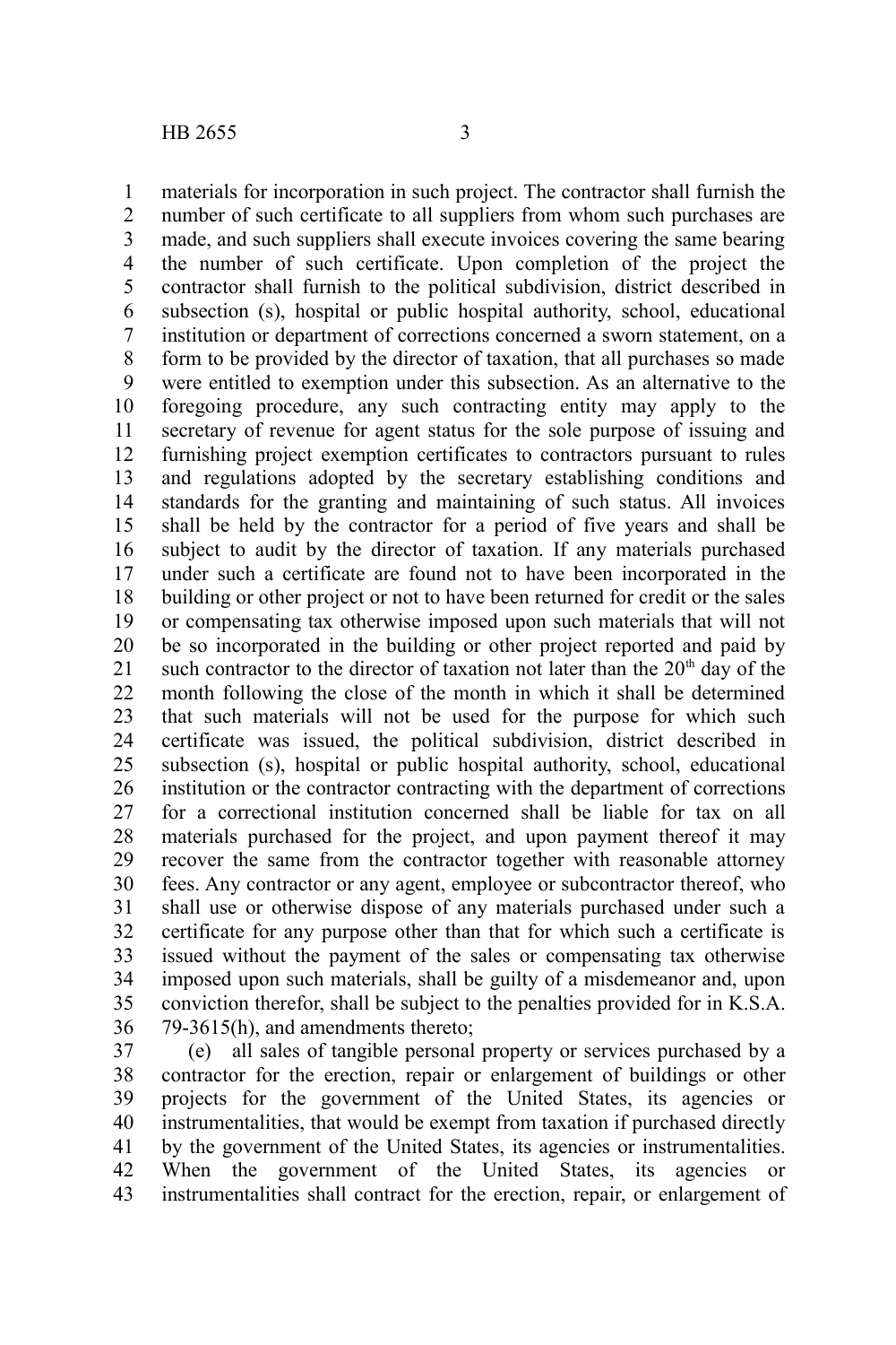materials for incorporation in such project. The contractor shall furnish the number of such certificate to all suppliers from whom such purchases are made, and such suppliers shall execute invoices covering the same bearing the number of such certificate. Upon completion of the project the contractor shall furnish to the political subdivision, district described in subsection (s), hospital or public hospital authority, school, educational institution or department of corrections concerned a sworn statement, on a form to be provided by the director of taxation, that all purchases so made were entitled to exemption under this subsection. As an alternative to the foregoing procedure, any such contracting entity may apply to the secretary of revenue for agent status for the sole purpose of issuing and furnishing project exemption certificates to contractors pursuant to rules and regulations adopted by the secretary establishing conditions and standards for the granting and maintaining of such status. All invoices shall be held by the contractor for a period of five years and shall be subject to audit by the director of taxation. If any materials purchased under such a certificate are found not to have been incorporated in the building or other project or not to have been returned for credit or the sales or compensating tax otherwise imposed upon such materials that will not be so incorporated in the building or other project reported and paid by such contractor to the director of taxation not later than the 20th day of the month following the close of the month in which it shall be determined that such materials will not be used for the purpose for which such certificate was issued, the political subdivision, district described in subsection (s), hospital or public hospital authority, school, educational institution or the contractor contracting with the department of corrections for a correctional institution concerned shall be liable for tax on all materials purchased for the project, and upon payment thereof it may recover the same from the contractor together with reasonable attorney fees. Any contractor or any agent, employee or subcontractor thereof, who shall use or otherwise dispose of any materials purchased under such a certificate for any purpose other than that for which such a certificate is issued without the payment of the sales or compensating tax otherwise imposed upon such materials, shall be guilty of a misdemeanor and, upon conviction therefor, shall be subject to the penalties provided for in K.S.A. 79-3615(h), and amendments thereto;

(e) all sales of tangible personal property or services purchased by a contractor for the erection, repair or enlargement of buildings or other projects for the government of the United States, its agencies or instrumentalities, that would be exempt from taxation if purchased directly by the government of the United States, its agencies or instrumentalities. When the government of the United States, its agencies or instrumentalities shall contract for the erection, repair, or enlargement of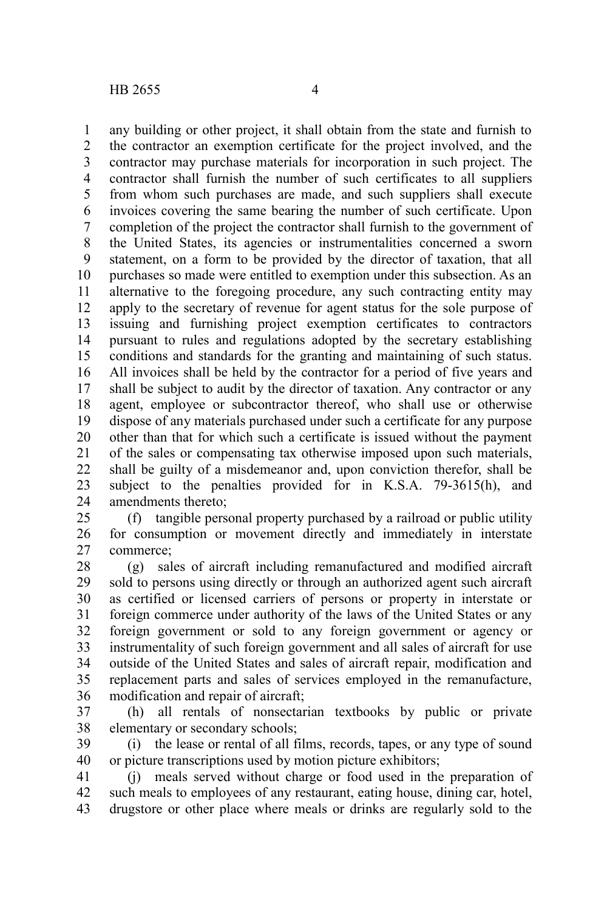any building or other project, it shall obtain from the state and furnish to the contractor an exemption certificate for the project involved, and the contractor may purchase materials for incorporation in such project. The contractor shall furnish the number of such certificates to all suppliers from whom such purchases are made, and such suppliers shall execute invoices covering the same bearing the number of such certificate. Upon completion of the project the contractor shall furnish to the government of the United States, its agencies or instrumentalities concerned a sworn statement, on a form to be provided by the director of taxation, that all purchases so made were entitled to exemption under this subsection. As an alternative to the foregoing procedure, any such contracting entity may apply to the secretary of revenue for agent status for the sole purpose of issuing and furnishing project exemption certificates to contractors pursuant to rules and regulations adopted by the secretary establishing conditions and standards for the granting and maintaining of such status. All invoices shall be held by the contractor for a period of five years and shall be subject to audit by the director of taxation. Any contractor or any agent, employee or subcontractor thereof, who shall use or otherwise dispose of any materials purchased under such a certificate for any purpose other than that for which such a certificate is issued without the payment of the sales or compensating tax otherwise imposed upon such materials, shall be guilty of a misdemeanor and, upon conviction therefor, shall be subject to the penalties provided for in K.S.A. 79-3615(h), and amendments thereto;

(f) tangible personal property purchased by a railroad or public utility for consumption or movement directly and immediately in interstate commerce;

(g) sales of aircraft including remanufactured and modified aircraft sold to persons using directly or through an authorized agent such aircraft as certified or licensed carriers of persons or property in interstate or foreign commerce under authority of the laws of the United States or any foreign government or sold to any foreign government or agency or instrumentality of such foreign government and all sales of aircraft for use outside of the United States and sales of aircraft repair, modification and replacement parts and sales of services employed in the remanufacture, modification and repair of aircraft;

(h) all rentals of nonsectarian textbooks by public or private elementary or secondary schools;

(i) the lease or rental of all films, records, tapes, or any type of sound or picture transcriptions used by motion picture exhibitors;

(j) meals served without charge or food used in the preparation of such meals to employees of any restaurant, eating house, dining car, hotel, drugstore or other place where meals or drinks are regularly sold to the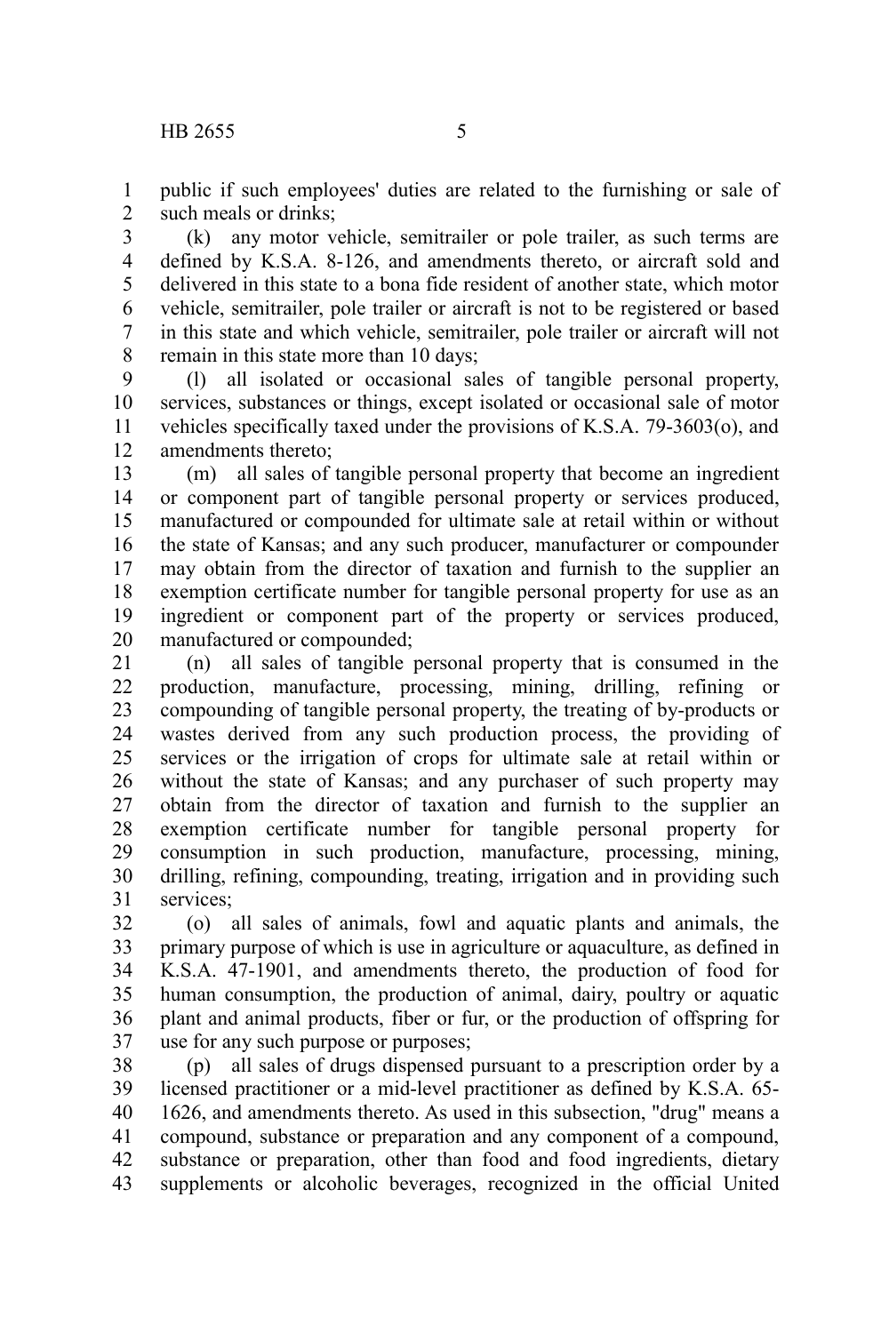public if such employees' duties are related to the furnishing or sale of such meals or drinks;

(k) any motor vehicle, semitrailer or pole trailer, as such terms are defined by K.S.A. 8-126, and amendments thereto, or aircraft sold and delivered in this state to a bona fide resident of another state, which motor vehicle, semitrailer, pole trailer or aircraft is not to be registered or based in this state and which vehicle, semitrailer, pole trailer or aircraft will not remain in this state more than 10 days;

(l) all isolated or occasional sales of tangible personal property, services, substances or things, except isolated or occasional sale of motor vehicles specifically taxed under the provisions of K.S.A. 79-3603(o), and amendments thereto;

(m) all sales of tangible personal property that become an ingredient or component part of tangible personal property or services produced, manufactured or compounded for ultimate sale at retail within or without the state of Kansas; and any such producer, manufacturer or compounder may obtain from the director of taxation and furnish to the supplier an exemption certificate number for tangible personal property for use as an ingredient or component part of the property or services produced, manufactured or compounded;

(n) all sales of tangible personal property that is consumed in the production, manufacture, processing, mining, drilling, refining or compounding of tangible personal property, the treating of by-products or wastes derived from any such production process, the providing of services or the irrigation of crops for ultimate sale at retail within or without the state of Kansas; and any purchaser of such property may obtain from the director of taxation and furnish to the supplier an exemption certificate number for tangible personal property for consumption in such production, manufacture, processing, mining, drilling, refining, compounding, treating, irrigation and in providing such services;

(o) all sales of animals, fowl and aquatic plants and animals, the primary purpose of which is use in agriculture or aquaculture, as defined in K.S.A. 47-1901, and amendments thereto, the production of food for human consumption, the production of animal, dairy, poultry or aquatic plant and animal products, fiber or fur, or the production of offspring for use for any such purpose or purposes;

(p) all sales of drugs dispensed pursuant to a prescription order by a licensed practitioner or a mid-level practitioner as defined by K.S.A. 65-1626, and amendments thereto. As used in this subsection, "drug" means a compound, substance or preparation and any component of a compound, substance or preparation, other than food and food ingredients, dietary supplements or alcoholic beverages, recognized in the official United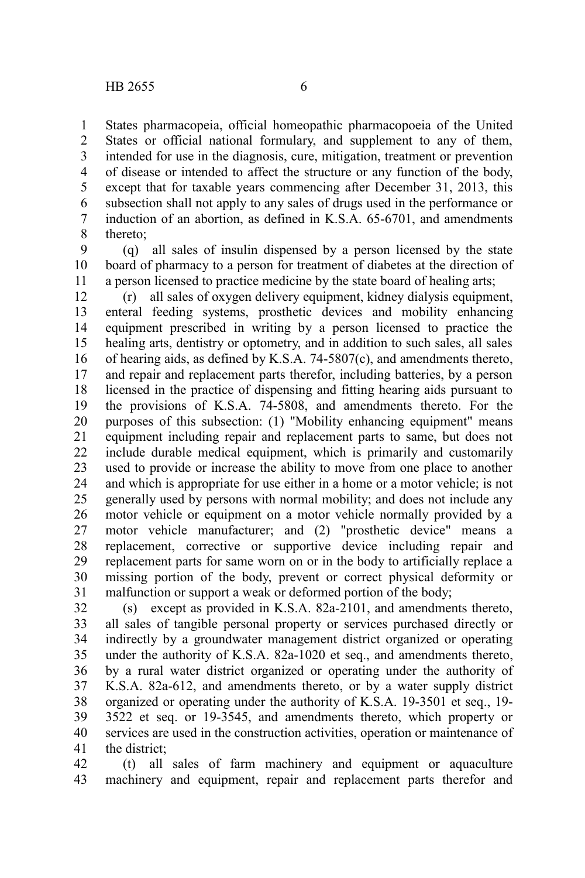States pharmacopeia, official homeopathic pharmacopoeia of the United States or official national formulary, and supplement to any of them, intended for use in the diagnosis, cure, mitigation, treatment or prevention of disease or intended to affect the structure or any function of the body, except that for taxable years commencing after December 31, 2013, this subsection shall not apply to any sales of drugs used in the performance or induction of an abortion, as defined in K.S.A. 65-6701, and amendments thereto;

(q) all sales of insulin dispensed by a person licensed by the state board of pharmacy to a person for treatment of diabetes at the direction of a person licensed to practice medicine by the state board of healing arts;

(r) all sales of oxygen delivery equipment, kidney dialysis equipment, enteral feeding systems, prosthetic devices and mobility enhancing equipment prescribed in writing by a person licensed to practice the healing arts, dentistry or optometry, and in addition to such sales, all sales of hearing aids, as defined by K.S.A. 74-5807(c), and amendments thereto, and repair and replacement parts therefor, including batteries, by a person licensed in the practice of dispensing and fitting hearing aids pursuant to the provisions of K.S.A. 74-5808, and amendments thereto. For the purposes of this subsection: (1) "Mobility enhancing equipment" means equipment including repair and replacement parts to same, but does not include durable medical equipment, which is primarily and customarily used to provide or increase the ability to move from one place to another and which is appropriate for use either in a home or a motor vehicle; is not generally used by persons with normal mobility; and does not include any motor vehicle or equipment on a motor vehicle normally provided by a motor vehicle manufacturer; and (2) "prosthetic device" means a replacement, corrective or supportive device including repair and replacement parts for same worn on or in the body to artificially replace a missing portion of the body, prevent or correct physical deformity or malfunction or support a weak or deformed portion of the body;

(s) except as provided in K.S.A. 82a-2101, and amendments thereto, all sales of tangible personal property or services purchased directly or indirectly by a groundwater management district organized or operating under the authority of K.S.A. 82a-1020 et seq., and amendments thereto, by a rural water district organized or operating under the authority of K.S.A. 82a-612, and amendments thereto, or by a water supply district organized or operating under the authority of K.S.A. 19-3501 et seq., 19-3522 et seq. or 19-3545, and amendments thereto, which property or services are used in the construction activities, operation or maintenance of the district;

(t) all sales of farm machinery and equipment or aquaculture machinery and equipment, repair and replacement parts therefor and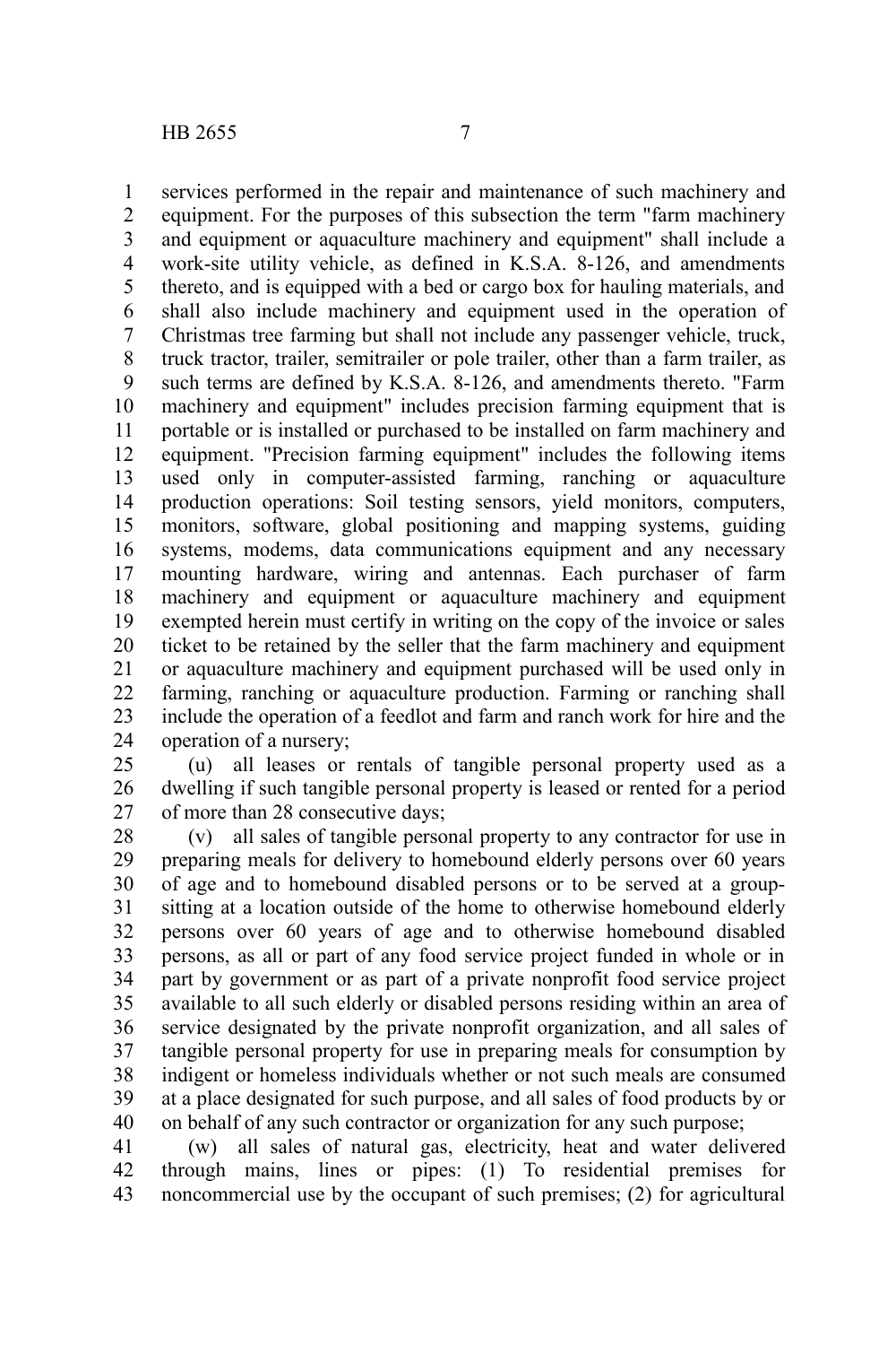services performed in the repair and maintenance of such machinery and equipment. For the purposes of this subsection the term "farm machinery and equipment or aquaculture machinery and equipment" shall include a work-site utility vehicle, as defined in K.S.A. 8-126, and amendments thereto, and is equipped with a bed or cargo box for hauling materials, and shall also include machinery and equipment used in the operation of Christmas tree farming but shall not include any passenger vehicle, truck, truck tractor, trailer, semitrailer or pole trailer, other than a farm trailer, as such terms are defined by K.S.A. 8-126, and amendments thereto. "Farm machinery and equipment" includes precision farming equipment that is portable or is installed or purchased to be installed on farm machinery and equipment. "Precision farming equipment" includes the following items used only in computer-assisted farming, ranching or aquaculture production operations: Soil testing sensors, yield monitors, computers, monitors, software, global positioning and mapping systems, guiding systems, modems, data communications equipment and any necessary mounting hardware, wiring and antennas. Each purchaser of farm machinery and equipment or aquaculture machinery and equipment exempted herein must certify in writing on the copy of the invoice or sales ticket to be retained by the seller that the farm machinery and equipment or aquaculture machinery and equipment purchased will be used only in farming, ranching or aquaculture production. Farming or ranching shall include the operation of a feedlot and farm and ranch work for hire and the operation of a nursery;

(u) all leases or rentals of tangible personal property used as a dwelling if such tangible personal property is leased or rented for a period of more than 28 consecutive days;

(v) all sales of tangible personal property to any contractor for use in preparing meals for delivery to homebound elderly persons over 60 years of age and to homebound disabled persons or to be served at a group-sitting at a location outside of the home to otherwise homebound elderly persons over 60 years of age and to otherwise homebound disabled persons, as all or part of any food service project funded in whole or in part by government or as part of a private nonprofit food service project available to all such elderly or disabled persons residing within an area of service designated by the private nonprofit organization, and all sales of tangible personal property for use in preparing meals for consumption by indigent or homeless individuals whether or not such meals are consumed at a place designated for such purpose, and all sales of food products by or on behalf of any such contractor or organization for any such purpose;

(w) all sales of natural gas, electricity, heat and water delivered through mains, lines or pipes: (1) To residential premises for noncommercial use by the occupant of such premises; (2) for agricultural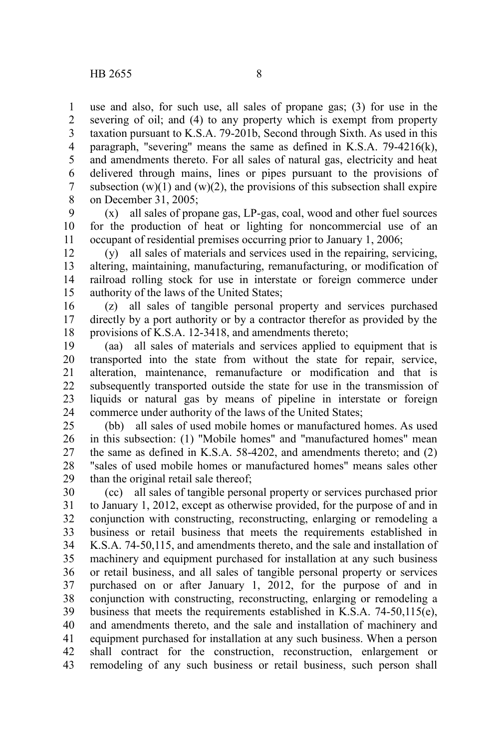use and also, for such use, all sales of propane gas; (3) for use in the severing of oil; and (4) to any property which is exempt from property taxation pursuant to K.S.A. 79-201b, Second through Sixth. As used in this paragraph, "severing" means the same as defined in K.S.A. 79-4216(k), and amendments thereto. For all sales of natural gas, electricity and heat delivered through mains, lines or pipes pursuant to the provisions of subsection (w)(1) and (w)(2), the provisions of this subsection shall expire on December 31, 2005;

(x) all sales of propane gas, LP-gas, coal, wood and other fuel sources for the production of heat or lighting for noncommercial use of an occupant of residential premises occurring prior to January 1, 2006;

(y) all sales of materials and services used in the repairing, servicing, altering, maintaining, manufacturing, remanufacturing, or modification of railroad rolling stock for use in interstate or foreign commerce under authority of the laws of the United States;

(z) all sales of tangible personal property and services purchased directly by a port authority or by a contractor therefor as provided by the provisions of K.S.A. 12-3418, and amendments thereto;

(aa) all sales of materials and services applied to equipment that is transported into the state from without the state for repair, service, alteration, maintenance, remanufacture or modification and that is subsequently transported outside the state for use in the transmission of liquids or natural gas by means of pipeline in interstate or foreign commerce under authority of the laws of the United States;

(bb) all sales of used mobile homes or manufactured homes. As used in this subsection: (1) "Mobile homes" and "manufactured homes" mean the same as defined in K.S.A. 58-4202, and amendments thereto; and (2) "sales of used mobile homes or manufactured homes" means sales other than the original retail sale thereof;

(cc) all sales of tangible personal property or services purchased prior to January 1, 2012, except as otherwise provided, for the purpose of and in conjunction with constructing, reconstructing, enlarging or remodeling a business or retail business that meets the requirements established in K.S.A. 74-50,115, and amendments thereto, and the sale and installation of machinery and equipment purchased for installation at any such business or retail business, and all sales of tangible personal property or services purchased on or after January 1, 2012, for the purpose of and in conjunction with constructing, reconstructing, enlarging or remodeling a business that meets the requirements established in K.S.A. 74-50,115(e), and amendments thereto, and the sale and installation of machinery and equipment purchased for installation at any such business. When a person shall contract for the construction, reconstruction, enlargement or remodeling of any such business or retail business, such person shall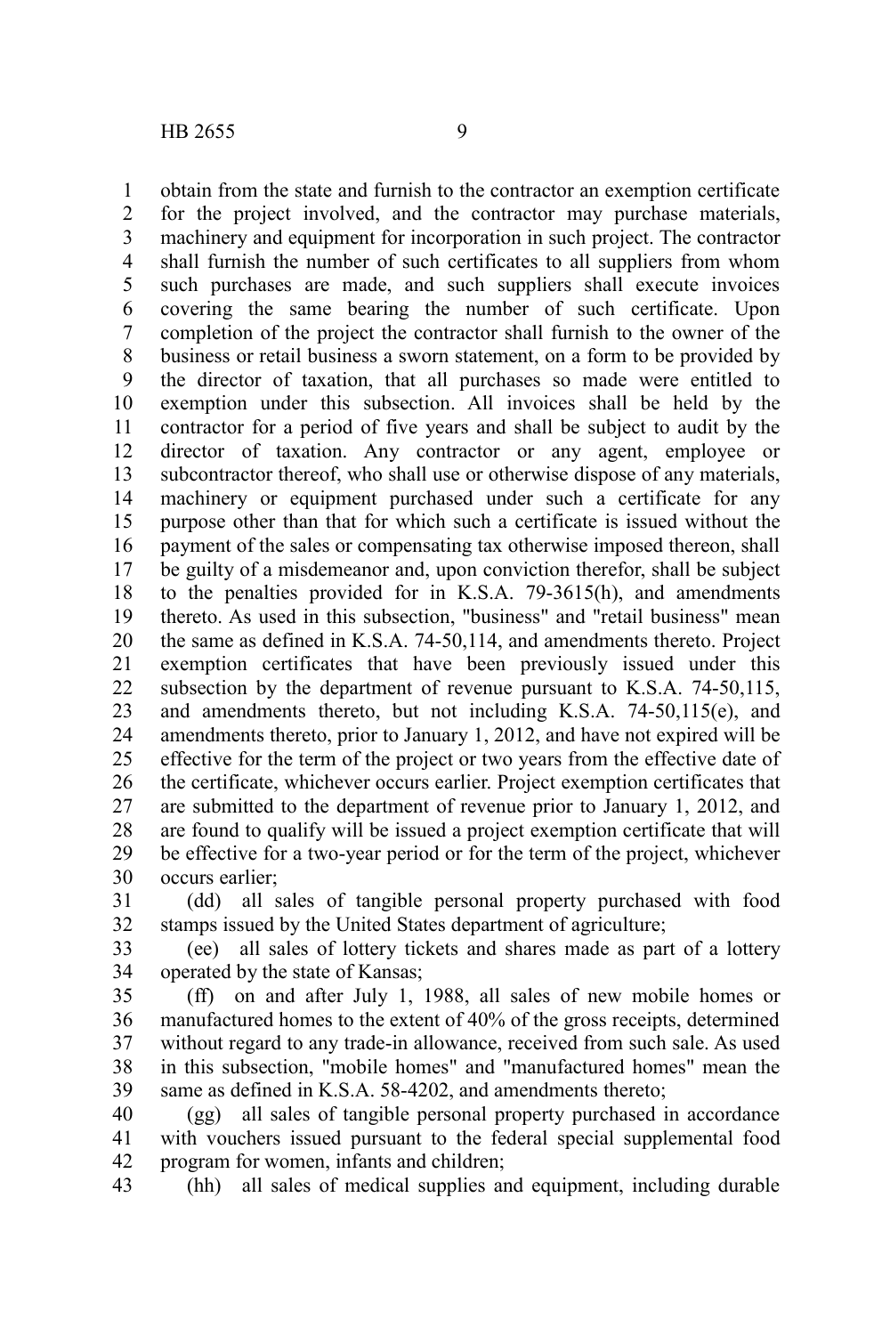obtain from the state and furnish to the contractor an exemption certificate for the project involved, and the contractor may purchase materials, machinery and equipment for incorporation in such project. The contractor shall furnish the number of such certificates to all suppliers from whom such purchases are made, and such suppliers shall execute invoices covering the same bearing the number of such certificate. Upon completion of the project the contractor shall furnish to the owner of the business or retail business a sworn statement, on a form to be provided by the director of taxation, that all purchases so made were entitled to exemption under this subsection. All invoices shall be held by the contractor for a period of five years and shall be subject to audit by the director of taxation. Any contractor or any agent, employee or subcontractor thereof, who shall use or otherwise dispose of any materials, machinery or equipment purchased under such a certificate for any purpose other than that for which such a certificate is issued without the payment of the sales or compensating tax otherwise imposed thereon, shall be guilty of a misdemeanor and, upon conviction therefor, shall be subject to the penalties provided for in K.S.A. 79-3615(h), and amendments thereto. As used in this subsection, "business" and "retail business" mean the same as defined in K.S.A. 74-50,114, and amendments thereto. Project exemption certificates that have been previously issued under this subsection by the department of revenue pursuant to K.S.A. 74-50,115, and amendments thereto, but not including K.S.A. 74-50,115(e), and amendments thereto, prior to January 1, 2012, and have not expired will be effective for the term of the project or two years from the effective date of the certificate, whichever occurs earlier. Project exemption certificates that are submitted to the department of revenue prior to January 1, 2012, and are found to qualify will be issued a project exemption certificate that will be effective for a two-year period or for the term of the project, whichever occurs earlier;

(dd) all sales of tangible personal property purchased with food stamps issued by the United States department of agriculture;

(ee) all sales of lottery tickets and shares made as part of a lottery operated by the state of Kansas;

(ff) on and after July 1, 1988, all sales of new mobile homes or manufactured homes to the extent of 40% of the gross receipts, determined without regard to any trade-in allowance, received from such sale. As used in this subsection, "mobile homes" and "manufactured homes" mean the same as defined in K.S.A. 58-4202, and amendments thereto;

(gg) all sales of tangible personal property purchased in accordance with vouchers issued pursuant to the federal special supplemental food program for women, infants and children;

(hh) all sales of medical supplies and equipment, including durable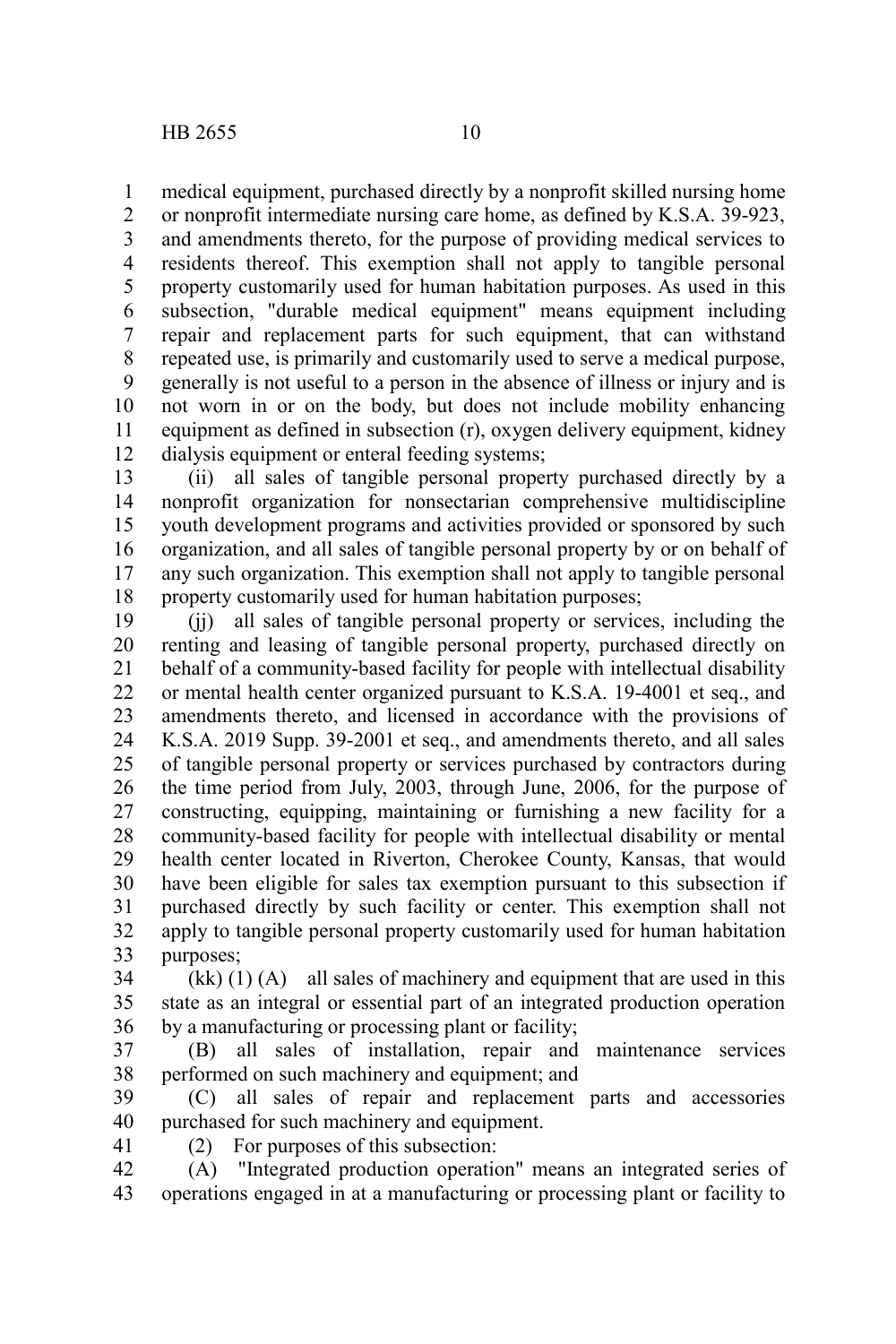medical equipment, purchased directly by a nonprofit skilled nursing home or nonprofit intermediate nursing care home, as defined by K.S.A. 39-923, and amendments thereto, for the purpose of providing medical services to residents thereof. This exemption shall not apply to tangible personal property customarily used for human habitation purposes. As used in this subsection, "durable medical equipment" means equipment including repair and replacement parts for such equipment, that can withstand repeated use, is primarily and customarily used to serve a medical purpose, generally is not useful to a person in the absence of illness or injury and is not worn in or on the body, but does not include mobility enhancing equipment as defined in subsection (r), oxygen delivery equipment, kidney dialysis equipment or enteral feeding systems;

(ii) all sales of tangible personal property purchased directly by a nonprofit organization for nonsectarian comprehensive multidiscipline youth development programs and activities provided or sponsored by such organization, and all sales of tangible personal property by or on behalf of any such organization. This exemption shall not apply to tangible personal property customarily used for human habitation purposes;

(jj) all sales of tangible personal property or services, including the renting and leasing of tangible personal property, purchased directly on behalf of a community-based facility for people with intellectual disability or mental health center organized pursuant to K.S.A. 19-4001 et seq., and amendments thereto, and licensed in accordance with the provisions of K.S.A. 2019 Supp. 39-2001 et seq., and amendments thereto, and all sales of tangible personal property or services purchased by contractors during the time period from July, 2003, through June, 2006, for the purpose of constructing, equipping, maintaining or furnishing a new facility for a community-based facility for people with intellectual disability or mental health center located in Riverton, Cherokee County, Kansas, that would have been eligible for sales tax exemption pursuant to this subsection if purchased directly by such facility or center. This exemption shall not apply to tangible personal property customarily used for human habitation purposes;

(kk) (1) (A) all sales of machinery and equipment that are used in this state as an integral or essential part of an integrated production operation by a manufacturing or processing plant or facility;

(B) all sales of installation, repair and maintenance services performed on such machinery and equipment; and

(C) all sales of repair and replacement parts and accessories purchased for such machinery and equipment.

(2) For purposes of this subsection:

(A) "Integrated production operation" means an integrated series of operations engaged in at a manufacturing or processing plant or facility to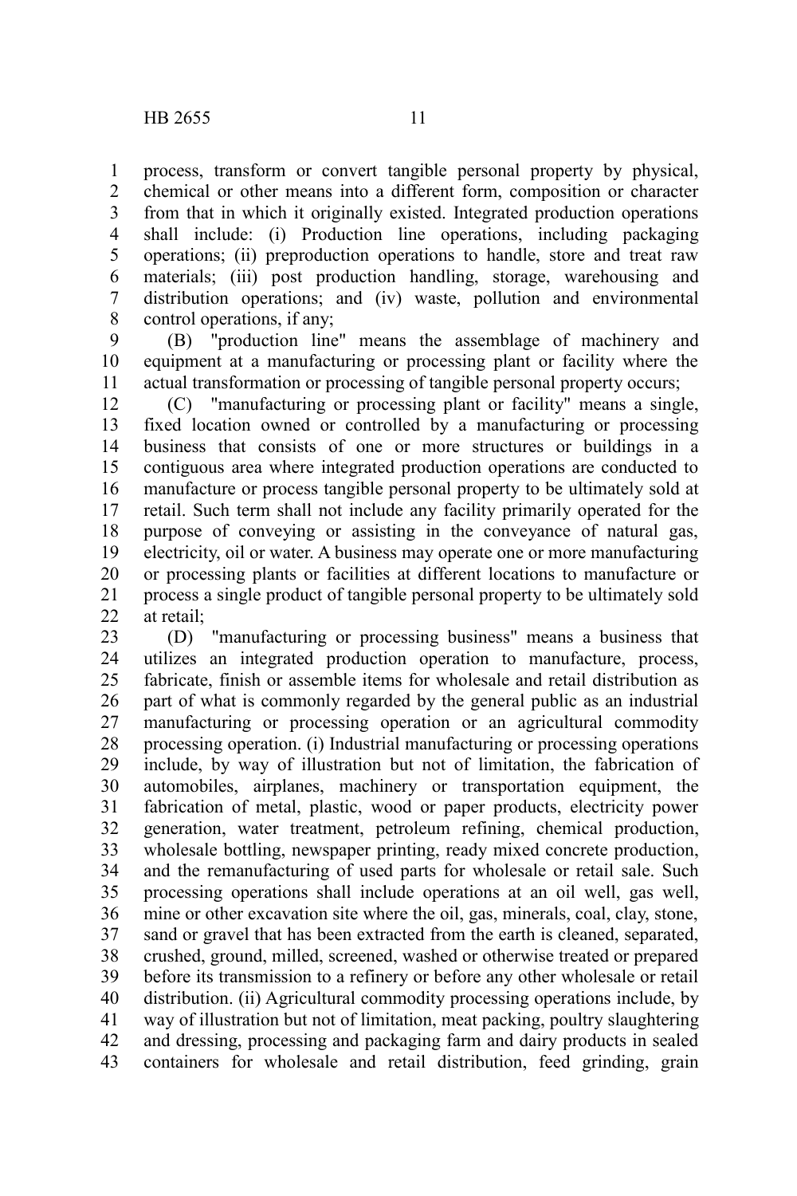process, transform or convert tangible personal property by physical, chemical or other means into a different form, composition or character from that in which it originally existed. Integrated production operations shall include: (i) Production line operations, including packaging operations; (ii) preproduction operations to handle, store and treat raw materials; (iii) post production handling, storage, warehousing and distribution operations; and (iv) waste, pollution and environmental control operations, if any;

(B) "production line" means the assemblage of machinery and equipment at a manufacturing or processing plant or facility where the actual transformation or processing of tangible personal property occurs;

(C) "manufacturing or processing plant or facility" means a single, fixed location owned or controlled by a manufacturing or processing business that consists of one or more structures or buildings in a contiguous area where integrated production operations are conducted to manufacture or process tangible personal property to be ultimately sold at retail. Such term shall not include any facility primarily operated for the purpose of conveying or assisting in the conveyance of natural gas, electricity, oil or water. A business may operate one or more manufacturing or processing plants or facilities at different locations to manufacture or process a single product of tangible personal property to be ultimately sold at retail;

(D) "manufacturing or processing business" means a business that utilizes an integrated production operation to manufacture, process, fabricate, finish or assemble items for wholesale and retail distribution as part of what is commonly regarded by the general public as an industrial manufacturing or processing operation or an agricultural commodity processing operation. (i) Industrial manufacturing or processing operations include, by way of illustration but not of limitation, the fabrication of automobiles, airplanes, machinery or transportation equipment, the fabrication of metal, plastic, wood or paper products, electricity power generation, water treatment, petroleum refining, chemical production, wholesale bottling, newspaper printing, ready mixed concrete production, and the remanufacturing of used parts for wholesale or retail sale. Such processing operations shall include operations at an oil well, gas well, mine or other excavation site where the oil, gas, minerals, coal, clay, stone, sand or gravel that has been extracted from the earth is cleaned, separated, crushed, ground, milled, screened, washed or otherwise treated or prepared before its transmission to a refinery or before any other wholesale or retail distribution. (ii) Agricultural commodity processing operations include, by way of illustration but not of limitation, meat packing, poultry slaughtering and dressing, processing and packaging farm and dairy products in sealed containers for wholesale and retail distribution, feed grinding, grain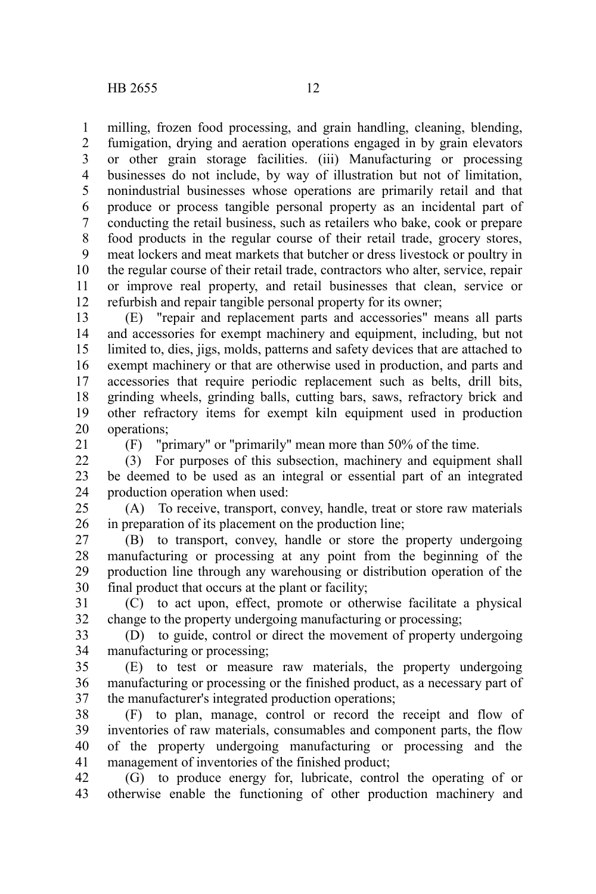milling, frozen food processing, and grain handling, cleaning, blending, fumigation, drying and aeration operations engaged in by grain elevators or other grain storage facilities. (iii) Manufacturing or processing businesses do not include, by way of illustration but not of limitation, nonindustrial businesses whose operations are primarily retail and that produce or process tangible personal property as an incidental part of conducting the retail business, such as retailers who bake, cook or prepare food products in the regular course of their retail trade, grocery stores, meat lockers and meat markets that butcher or dress livestock or poultry in the regular course of their retail trade, contractors who alter, service, repair or improve real property, and retail businesses that clean, service or refurbish and repair tangible personal property for its owner;

(E) "repair and replacement parts and accessories" means all parts and accessories for exempt machinery and equipment, including, but not limited to, dies, jigs, molds, patterns and safety devices that are attached to exempt machinery or that are otherwise used in production, and parts and accessories that require periodic replacement such as belts, drill bits, grinding wheels, grinding balls, cutting bars, saws, refractory brick and other refractory items for exempt kiln equipment used in production operations;

(F) "primary" or "primarily" mean more than 50% of the time.

(3) For purposes of this subsection, machinery and equipment shall be deemed to be used as an integral or essential part of an integrated production operation when used:

(A) To receive, transport, convey, handle, treat or store raw materials in preparation of its placement on the production line;

(B) to transport, convey, handle or store the property undergoing manufacturing or processing at any point from the beginning of the production line through any warehousing or distribution operation of the final product that occurs at the plant or facility;

(C) to act upon, effect, promote or otherwise facilitate a physical change to the property undergoing manufacturing or processing;

(D) to guide, control or direct the movement of property undergoing manufacturing or processing;

(E) to test or measure raw materials, the property undergoing manufacturing or processing or the finished product, as a necessary part of the manufacturer's integrated production operations;

(F) to plan, manage, control or record the receipt and flow of inventories of raw materials, consumables and component parts, the flow of the property undergoing manufacturing or processing and the management of inventories of the finished product;

(G) to produce energy for, lubricate, control the operating of or otherwise enable the functioning of other production machinery and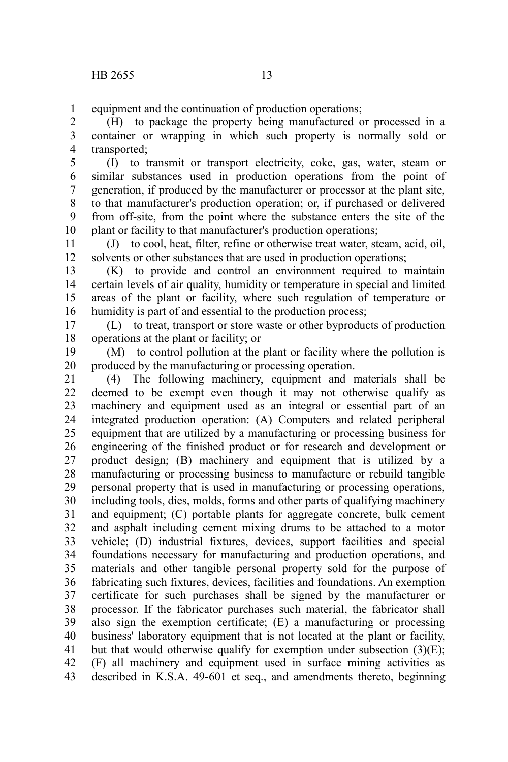equipment and the continuation of production operations;

(H) to package the property being manufactured or processed in a container or wrapping in which such property is normally sold or transported;

(I) to transmit or transport electricity, coke, gas, water, steam or similar substances used in production operations from the point of generation, if produced by the manufacturer or processor at the plant site, to that manufacturer's production operation; or, if purchased or delivered from off-site, from the point where the substance enters the site of the plant or facility to that manufacturer's production operations;

(J) to cool, heat, filter, refine or otherwise treat water, steam, acid, oil, solvents or other substances that are used in production operations;

(K) to provide and control an environment required to maintain certain levels of air quality, humidity or temperature in special and limited areas of the plant or facility, where such regulation of temperature or humidity is part of and essential to the production process;

(L) to treat, transport or store waste or other byproducts of production operations at the plant or facility; or

(M) to control pollution at the plant or facility where the pollution is produced by the manufacturing or processing operation.

(4) The following machinery, equipment and materials shall be deemed to be exempt even though it may not otherwise qualify as machinery and equipment used as an integral or essential part of an integrated production operation: (A) Computers and related peripheral equipment that are utilized by a manufacturing or processing business for engineering of the finished product or for research and development or product design; (B) machinery and equipment that is utilized by a manufacturing or processing business to manufacture or rebuild tangible personal property that is used in manufacturing or processing operations, including tools, dies, molds, forms and other parts of qualifying machinery and equipment; (C) portable plants for aggregate concrete, bulk cement and asphalt including cement mixing drums to be attached to a motor vehicle; (D) industrial fixtures, devices, support facilities and special foundations necessary for manufacturing and production operations, and materials and other tangible personal property sold for the purpose of fabricating such fixtures, devices, facilities and foundations. An exemption certificate for such purchases shall be signed by the manufacturer or processor. If the fabricator purchases such material, the fabricator shall also sign the exemption certificate; (E) a manufacturing or processing business' laboratory equipment that is not located at the plant or facility, but that would otherwise qualify for exemption under subsection (3)(E); (F) all machinery and equipment used in surface mining activities as described in K.S.A. 49-601 et seq., and amendments thereto, beginning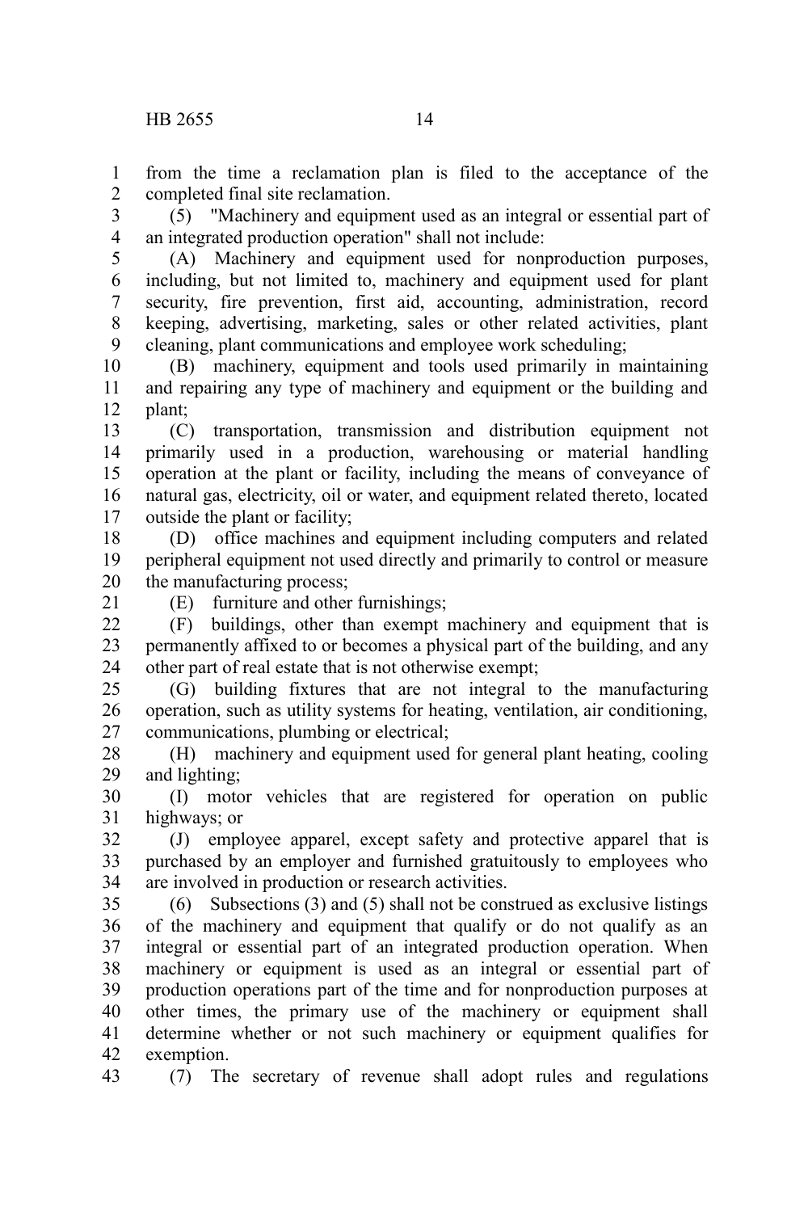from the time a reclamation plan is filed to the acceptance of the completed final site reclamation.

(5) "Machinery and equipment used as an integral or essential part of an integrated production operation" shall not include:

(A) Machinery and equipment used for nonproduction purposes, including, but not limited to, machinery and equipment used for plant security, fire prevention, first aid, accounting, administration, record keeping, advertising, marketing, sales or other related activities, plant cleaning, plant communications and employee work scheduling;

(B) machinery, equipment and tools used primarily in maintaining and repairing any type of machinery and equipment or the building and plant;

(C) transportation, transmission and distribution equipment not primarily used in a production, warehousing or material handling operation at the plant or facility, including the means of conveyance of natural gas, electricity, oil or water, and equipment related thereto, located outside the plant or facility;

(D) office machines and equipment including computers and related peripheral equipment not used directly and primarily to control or measure the manufacturing process;

(E) furniture and other furnishings;

(F) buildings, other than exempt machinery and equipment that is permanently affixed to or becomes a physical part of the building, and any other part of real estate that is not otherwise exempt;

(G) building fixtures that are not integral to the manufacturing operation, such as utility systems for heating, ventilation, air conditioning, communications, plumbing or electrical;

(H) machinery and equipment used for general plant heating, cooling and lighting;

(I) motor vehicles that are registered for operation on public highways; or

(J) employee apparel, except safety and protective apparel that is purchased by an employer and furnished gratuitously to employees who are involved in production or research activities.

(6) Subsections (3) and (5) shall not be construed as exclusive listings of the machinery and equipment that qualify or do not qualify as an integral or essential part of an integrated production operation. When machinery or equipment is used as an integral or essential part of production operations part of the time and for nonproduction purposes at other times, the primary use of the machinery or equipment shall determine whether or not such machinery or equipment qualifies for exemption.

(7) The secretary of revenue shall adopt rules and regulations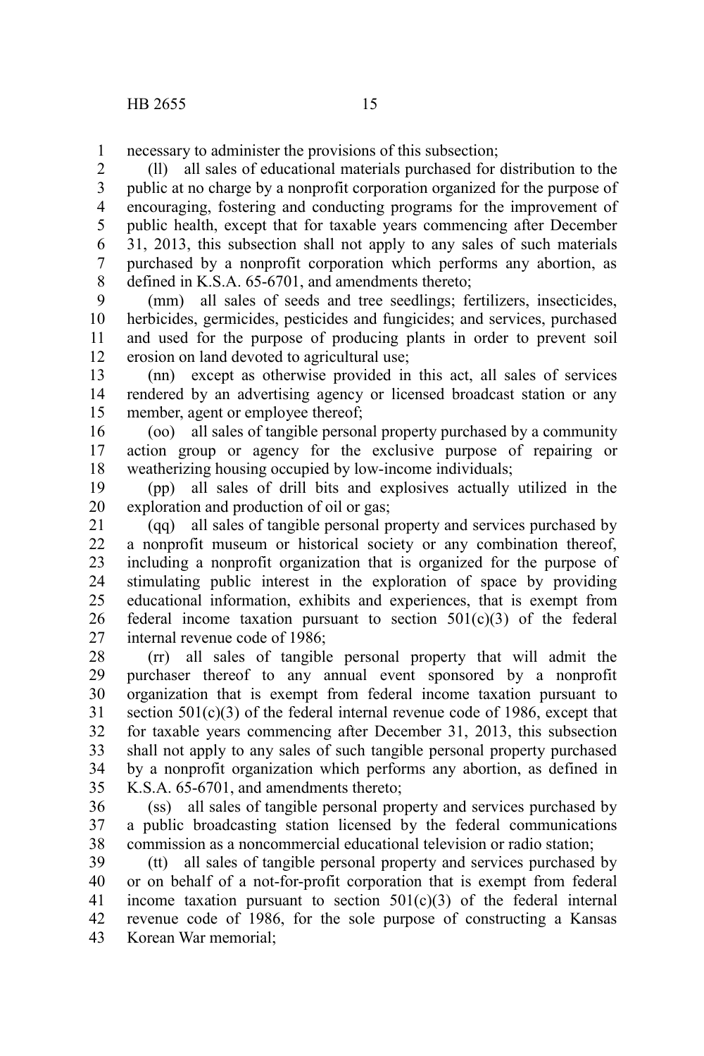necessary to administer the provisions of this subsection;

(ll) all sales of educational materials purchased for distribution to the public at no charge by a nonprofit corporation organized for the purpose of encouraging, fostering and conducting programs for the improvement of public health, except that for taxable years commencing after December 31, 2013, this subsection shall not apply to any sales of such materials purchased by a nonprofit corporation which performs any abortion, as defined in K.S.A. 65-6701, and amendments thereto;

(mm) all sales of seeds and tree seedlings; fertilizers, insecticides, herbicides, germicides, pesticides and fungicides; and services, purchased and used for the purpose of producing plants in order to prevent soil erosion on land devoted to agricultural use;

(nn) except as otherwise provided in this act, all sales of services rendered by an advertising agency or licensed broadcast station or any member, agent or employee thereof;

(oo) all sales of tangible personal property purchased by a community action group or agency for the exclusive purpose of repairing or weatherizing housing occupied by low-income individuals;

(pp) all sales of drill bits and explosives actually utilized in the exploration and production of oil or gas;

(qq) all sales of tangible personal property and services purchased by a nonprofit museum or historical society or any combination thereof, including a nonprofit organization that is organized for the purpose of stimulating public interest in the exploration of space by providing educational information, exhibits and experiences, that is exempt from federal income taxation pursuant to section 501(c)(3) of the federal internal revenue code of 1986;

(rr) all sales of tangible personal property that will admit the purchaser thereof to any annual event sponsored by a nonprofit organization that is exempt from federal income taxation pursuant to section 501(c)(3) of the federal internal revenue code of 1986, except that for taxable years commencing after December 31, 2013, this subsection shall not apply to any sales of such tangible personal property purchased by a nonprofit organization which performs any abortion, as defined in K.S.A. 65-6701, and amendments thereto;

(ss) all sales of tangible personal property and services purchased by a public broadcasting station licensed by the federal communications commission as a noncommercial educational television or radio station;

(tt) all sales of tangible personal property and services purchased by or on behalf of a not-for-profit corporation that is exempt from federal income taxation pursuant to section 501(c)(3) of the federal internal revenue code of 1986, for the sole purpose of constructing a Kansas Korean War memorial;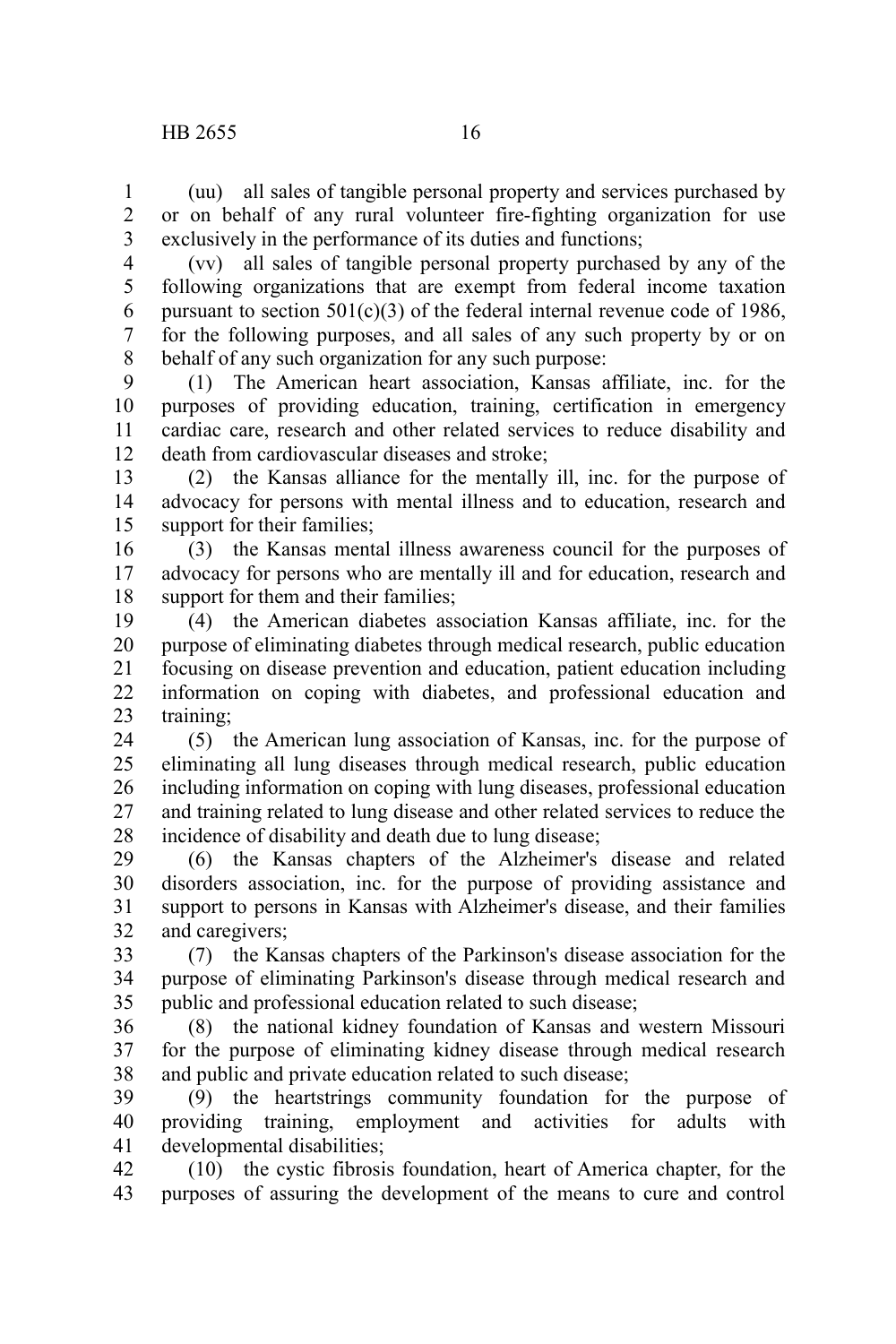(uu) all sales of tangible personal property and services purchased by or on behalf of any rural volunteer fire-fighting organization for use exclusively in the performance of its duties and functions;

(vv) all sales of tangible personal property purchased by any of the following organizations that are exempt from federal income taxation pursuant to section 501(c)(3) of the federal internal revenue code of 1986, for the following purposes, and all sales of any such property by or on behalf of any such organization for any such purpose:

(1) The American heart association, Kansas affiliate, inc. for the purposes of providing education, training, certification in emergency cardiac care, research and other related services to reduce disability and death from cardiovascular diseases and stroke;

(2) the Kansas alliance for the mentally ill, inc. for the purpose of advocacy for persons with mental illness and to education, research and support for their families;

(3) the Kansas mental illness awareness council for the purposes of advocacy for persons who are mentally ill and for education, research and support for them and their families;

(4) the American diabetes association Kansas affiliate, inc. for the purpose of eliminating diabetes through medical research, public education focusing on disease prevention and education, patient education including information on coping with diabetes, and professional education and training;

(5) the American lung association of Kansas, inc. for the purpose of eliminating all lung diseases through medical research, public education including information on coping with lung diseases, professional education and training related to lung disease and other related services to reduce the incidence of disability and death due to lung disease;

(6) the Kansas chapters of the Alzheimer's disease and related disorders association, inc. for the purpose of providing assistance and support to persons in Kansas with Alzheimer's disease, and their families and caregivers;

(7) the Kansas chapters of the Parkinson's disease association for the purpose of eliminating Parkinson's disease through medical research and public and professional education related to such disease;

(8) the national kidney foundation of Kansas and western Missouri for the purpose of eliminating kidney disease through medical research and public and private education related to such disease;

(9) the heartstrings community foundation for the purpose of providing training, employment and activities for adults with developmental disabilities;

(10) the cystic fibrosis foundation, heart of America chapter, for the purposes of assuring the development of the means to cure and control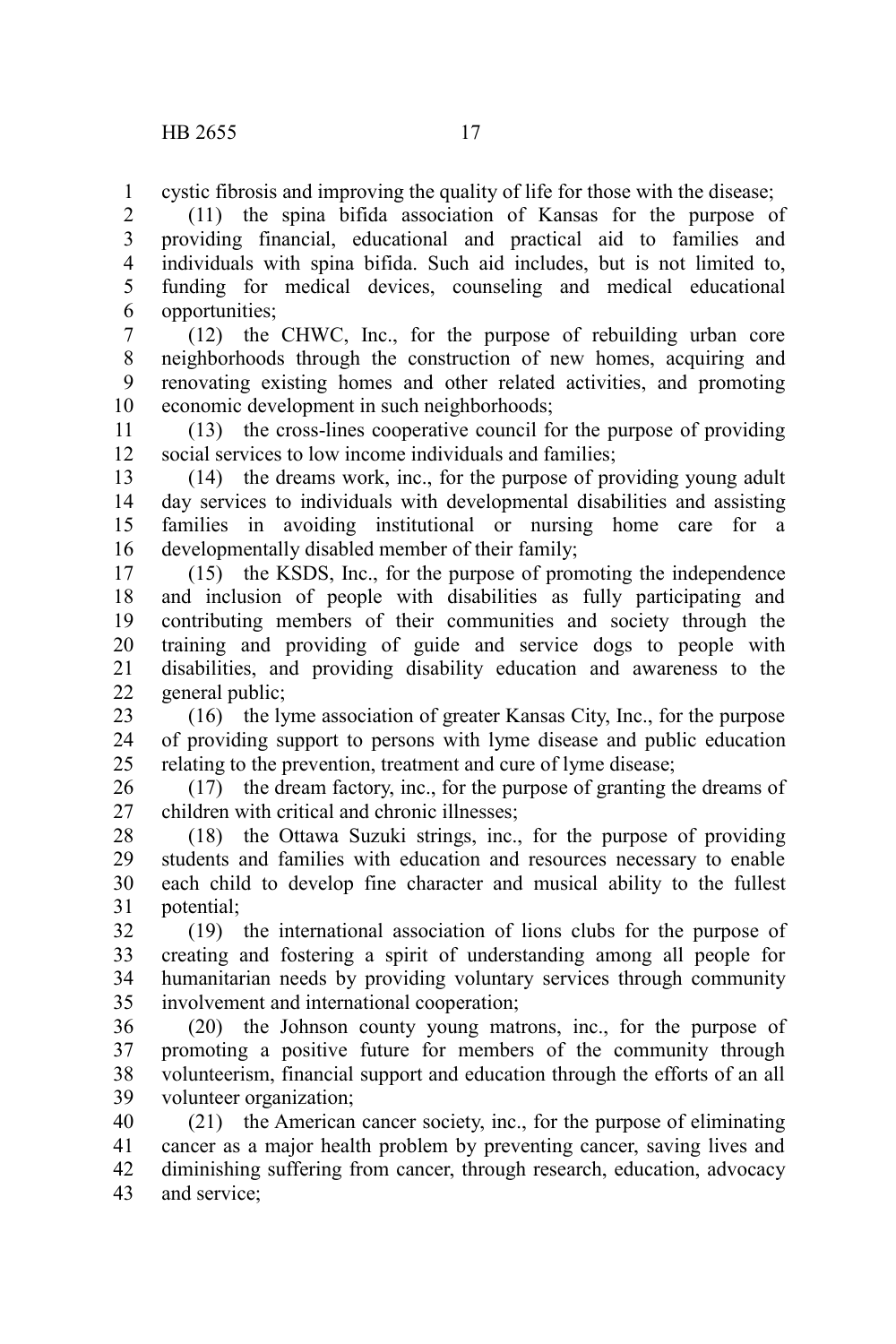cystic fibrosis and improving the quality of life for those with the disease;

(11) the spina bifida association of Kansas for the purpose of providing financial, educational and practical aid to families and individuals with spina bifida. Such aid includes, but is not limited to, funding for medical devices, counseling and medical educational opportunities;

(12) the CHWC, Inc., for the purpose of rebuilding urban core neighborhoods through the construction of new homes, acquiring and renovating existing homes and other related activities, and promoting economic development in such neighborhoods;

(13) the cross-lines cooperative council for the purpose of providing social services to low income individuals and families;

(14) the dreams work, inc., for the purpose of providing young adult day services to individuals with developmental disabilities and assisting families in avoiding institutional or nursing home care for a developmentally disabled member of their family;

(15) the KSDS, Inc., for the purpose of promoting the independence and inclusion of people with disabilities as fully participating and contributing members of their communities and society through the training and providing of guide and service dogs to people with disabilities, and providing disability education and awareness to the general public;

(16) the lyme association of greater Kansas City, Inc., for the purpose of providing support to persons with lyme disease and public education relating to the prevention, treatment and cure of lyme disease;

(17) the dream factory, inc., for the purpose of granting the dreams of children with critical and chronic illnesses;

(18) the Ottawa Suzuki strings, inc., for the purpose of providing students and families with education and resources necessary to enable each child to develop fine character and musical ability to the fullest potential;

(19) the international association of lions clubs for the purpose of creating and fostering a spirit of understanding among all people for humanitarian needs by providing voluntary services through community involvement and international cooperation;

(20) the Johnson county young matrons, inc., for the purpose of promoting a positive future for members of the community through volunteerism, financial support and education through the efforts of an all volunteer organization;

(21) the American cancer society, inc., for the purpose of eliminating cancer as a major health problem by preventing cancer, saving lives and diminishing suffering from cancer, through research, education, advocacy and service;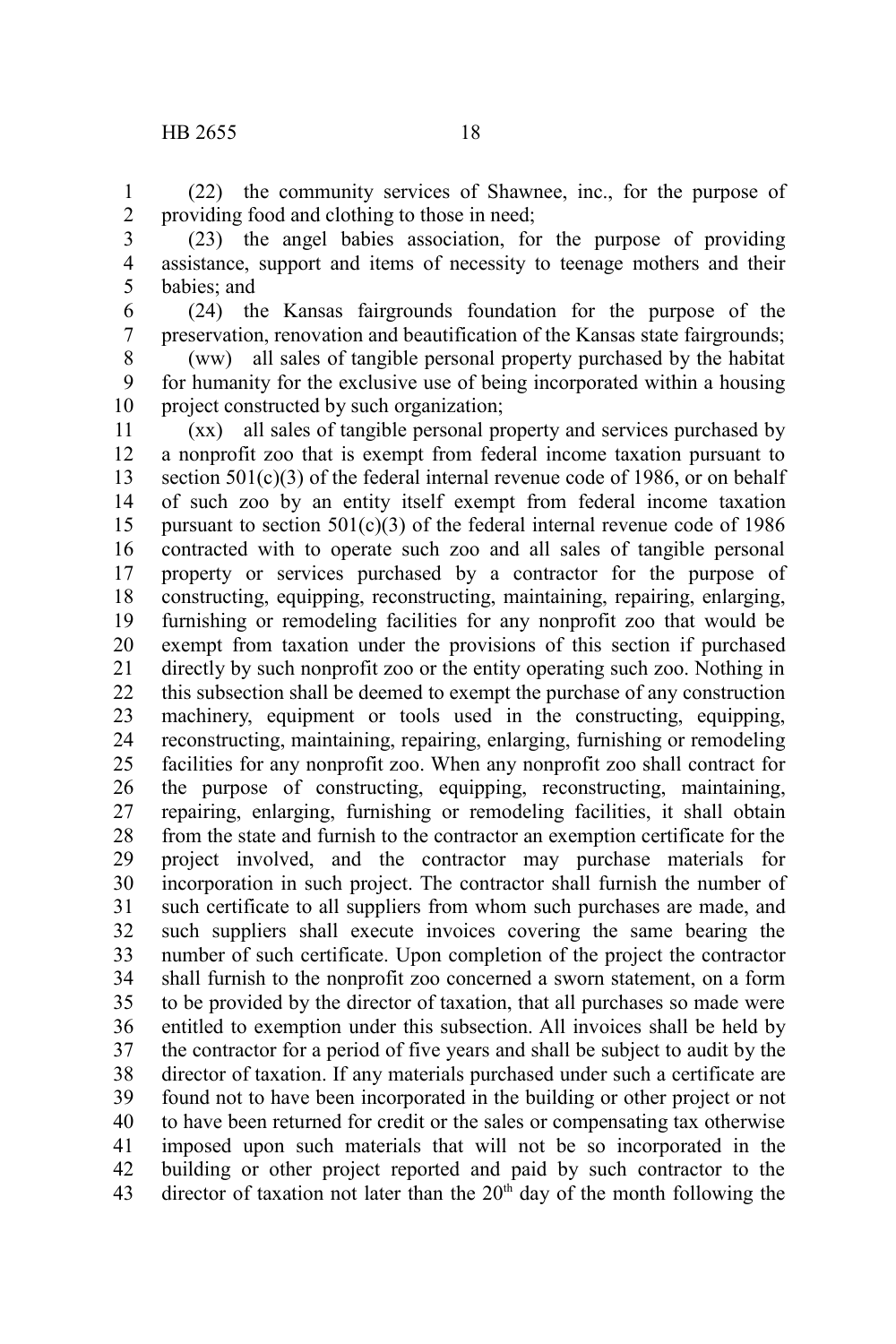(22) the community services of Shawnee, inc., for the purpose of providing food and clothing to those in need;

(23) the angel babies association, for the purpose of providing assistance, support and items of necessity to teenage mothers and their babies; and

(24) the Kansas fairgrounds foundation for the purpose of the preservation, renovation and beautification of the Kansas state fairgrounds;

(ww) all sales of tangible personal property purchased by the habitat for humanity for the exclusive use of being incorporated within a housing project constructed by such organization;

(xx) all sales of tangible personal property and services purchased by a nonprofit zoo that is exempt from federal income taxation pursuant to section 501(c)(3) of the federal internal revenue code of 1986, or on behalf of such zoo by an entity itself exempt from federal income taxation pursuant to section 501(c)(3) of the federal internal revenue code of 1986 contracted with to operate such zoo and all sales of tangible personal property or services purchased by a contractor for the purpose of constructing, equipping, reconstructing, maintaining, repairing, enlarging, furnishing or remodeling facilities for any nonprofit zoo that would be exempt from taxation under the provisions of this section if purchased directly by such nonprofit zoo or the entity operating such zoo. Nothing in this subsection shall be deemed to exempt the purchase of any construction machinery, equipment or tools used in the constructing, equipping, reconstructing, maintaining, repairing, enlarging, furnishing or remodeling facilities for any nonprofit zoo. When any nonprofit zoo shall contract for the purpose of constructing, equipping, reconstructing, maintaining, repairing, enlarging, furnishing or remodeling facilities, it shall obtain from the state and furnish to the contractor an exemption certificate for the project involved, and the contractor may purchase materials for incorporation in such project. The contractor shall furnish the number of such certificate to all suppliers from whom such purchases are made, and such suppliers shall execute invoices covering the same bearing the number of such certificate. Upon completion of the project the contractor shall furnish to the nonprofit zoo concerned a sworn statement, on a form to be provided by the director of taxation, that all purchases so made were entitled to exemption under this subsection. All invoices shall be held by the contractor for a period of five years and shall be subject to audit by the director of taxation. If any materials purchased under such a certificate are found not to have been incorporated in the building or other project or not to have been returned for credit or the sales or compensating tax otherwise imposed upon such materials that will not be so incorporated in the building or other project reported and paid by such contractor to the director of taxation not later than the 20th day of the month following the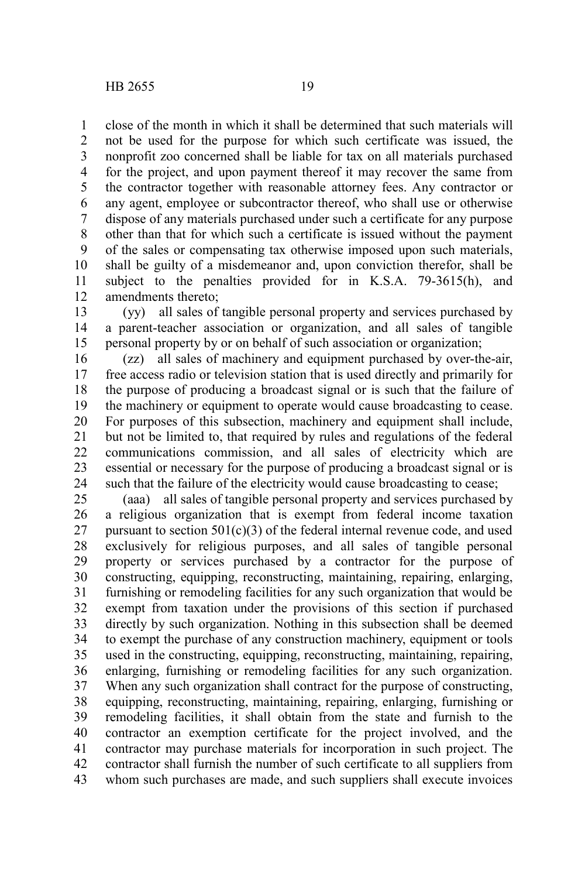close of the month in which it shall be determined that such materials will not be used for the purpose for which such certificate was issued, the nonprofit zoo concerned shall be liable for tax on all materials purchased for the project, and upon payment thereof it may recover the same from the contractor together with reasonable attorney fees. Any contractor or any agent, employee or subcontractor thereof, who shall use or otherwise dispose of any materials purchased under such a certificate for any purpose other than that for which such a certificate is issued without the payment of the sales or compensating tax otherwise imposed upon such materials, shall be guilty of a misdemeanor and, upon conviction therefor, shall be subject to the penalties provided for in K.S.A. 79-3615(h), and amendments thereto;

(yy) all sales of tangible personal property and services purchased by a parent-teacher association or organization, and all sales of tangible personal property by or on behalf of such association or organization;

(zz) all sales of machinery and equipment purchased by over-the-air, free access radio or television station that is used directly and primarily for the purpose of producing a broadcast signal or is such that the failure of the machinery or equipment to operate would cause broadcasting to cease. For purposes of this subsection, machinery and equipment shall include, but not be limited to, that required by rules and regulations of the federal communications commission, and all sales of electricity which are essential or necessary for the purpose of producing a broadcast signal or is such that the failure of the electricity would cause broadcasting to cease;

(aaa) all sales of tangible personal property and services purchased by a religious organization that is exempt from federal income taxation pursuant to section 501(c)(3) of the federal internal revenue code, and used exclusively for religious purposes, and all sales of tangible personal property or services purchased by a contractor for the purpose of constructing, equipping, reconstructing, maintaining, repairing, enlarging, furnishing or remodeling facilities for any such organization that would be exempt from taxation under the provisions of this section if purchased directly by such organization. Nothing in this subsection shall be deemed to exempt the purchase of any construction machinery, equipment or tools used in the constructing, equipping, reconstructing, maintaining, repairing, enlarging, furnishing or remodeling facilities for any such organization. When any such organization shall contract for the purpose of constructing, equipping, reconstructing, maintaining, repairing, enlarging, furnishing or remodeling facilities, it shall obtain from the state and furnish to the contractor an exemption certificate for the project involved, and the contractor may purchase materials for incorporation in such project. The contractor shall furnish the number of such certificate to all suppliers from whom such purchases are made, and such suppliers shall execute invoices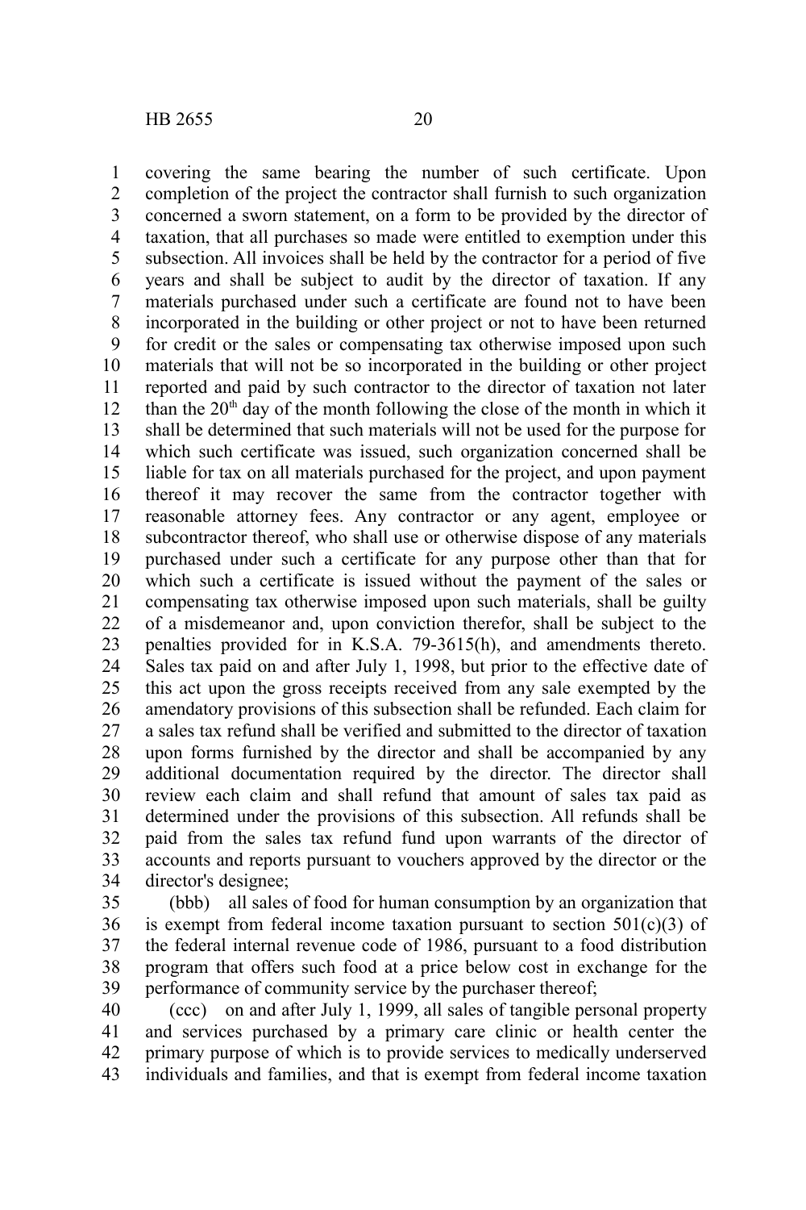covering the same bearing the number of such certificate. Upon completion of the project the contractor shall furnish to such organization concerned a sworn statement, on a form to be provided by the director of taxation, that all purchases so made were entitled to exemption under this subsection. All invoices shall be held by the contractor for a period of five years and shall be subject to audit by the director of taxation. If any materials purchased under such a certificate are found not to have been incorporated in the building or other project or not to have been returned for credit or the sales or compensating tax otherwise imposed upon such materials that will not be so incorporated in the building or other project reported and paid by such contractor to the director of taxation not later than the 20th day of the month following the close of the month in which it shall be determined that such materials will not be used for the purpose for which such certificate was issued, such organization concerned shall be liable for tax on all materials purchased for the project, and upon payment thereof it may recover the same from the contractor together with reasonable attorney fees. Any contractor or any agent, employee or subcontractor thereof, who shall use or otherwise dispose of any materials purchased under such a certificate for any purpose other than that for which such a certificate is issued without the payment of the sales or compensating tax otherwise imposed upon such materials, shall be guilty of a misdemeanor and, upon conviction therefor, shall be subject to the penalties provided for in K.S.A. 79-3615(h), and amendments thereto. Sales tax paid on and after July 1, 1998, but prior to the effective date of this act upon the gross receipts received from any sale exempted by the amendatory provisions of this subsection shall be refunded. Each claim for a sales tax refund shall be verified and submitted to the director of taxation upon forms furnished by the director and shall be accompanied by any additional documentation required by the director. The director shall review each claim and shall refund that amount of sales tax paid as determined under the provisions of this subsection. All refunds shall be paid from the sales tax refund fund upon warrants of the director of accounts and reports pursuant to vouchers approved by the director or the director's designee;

(bbb) all sales of food for human consumption by an organization that is exempt from federal income taxation pursuant to section 501(c)(3) of the federal internal revenue code of 1986, pursuant to a food distribution program that offers such food at a price below cost in exchange for the performance of community service by the purchaser thereof;

(ccc) on and after July 1, 1999, all sales of tangible personal property and services purchased by a primary care clinic or health center the primary purpose of which is to provide services to medically underserved individuals and families, and that is exempt from federal income taxation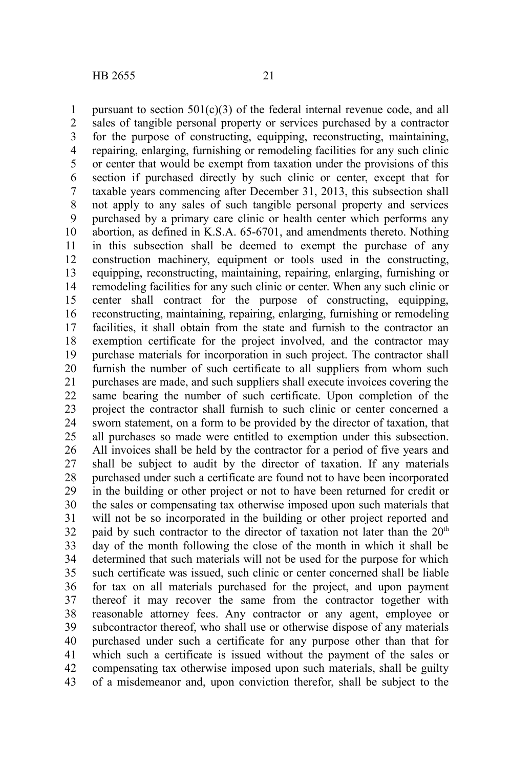pursuant to section 501(c)(3) of the federal internal revenue code, and all sales of tangible personal property or services purchased by a contractor for the purpose of constructing, equipping, reconstructing, maintaining, repairing, enlarging, furnishing or remodeling facilities for any such clinic or center that would be exempt from taxation under the provisions of this section if purchased directly by such clinic or center, except that for taxable years commencing after December 31, 2013, this subsection shall not apply to any sales of such tangible personal property and services purchased by a primary care clinic or health center which performs any abortion, as defined in K.S.A. 65-6701, and amendments thereto. Nothing in this subsection shall be deemed to exempt the purchase of any construction machinery, equipment or tools used in the constructing, equipping, reconstructing, maintaining, repairing, enlarging, furnishing or remodeling facilities for any such clinic or center. When any such clinic or center shall contract for the purpose of constructing, equipping, reconstructing, maintaining, repairing, enlarging, furnishing or remodeling facilities, it shall obtain from the state and furnish to the contractor an exemption certificate for the project involved, and the contractor may purchase materials for incorporation in such project. The contractor shall furnish the number of such certificate to all suppliers from whom such purchases are made, and such suppliers shall execute invoices covering the same bearing the number of such certificate. Upon completion of the project the contractor shall furnish to such clinic or center concerned a sworn statement, on a form to be provided by the director of taxation, that all purchases so made were entitled to exemption under this subsection. All invoices shall be held by the contractor for a period of five years and shall be subject to audit by the director of taxation. If any materials purchased under such a certificate are found not to have been incorporated in the building or other project or not to have been returned for credit or the sales or compensating tax otherwise imposed upon such materials that will not be so incorporated in the building or other project reported and paid by such contractor to the director of taxation not later than the 20th day of the month following the close of the month in which it shall be determined that such materials will not be used for the purpose for which such certificate was issued, such clinic or center concerned shall be liable for tax on all materials purchased for the project, and upon payment thereof it may recover the same from the contractor together with reasonable attorney fees. Any contractor or any agent, employee or subcontractor thereof, who shall use or otherwise dispose of any materials purchased under such a certificate for any purpose other than that for which such a certificate is issued without the payment of the sales or compensating tax otherwise imposed upon such materials, shall be guilty of a misdemeanor and, upon conviction therefor, shall be subject to the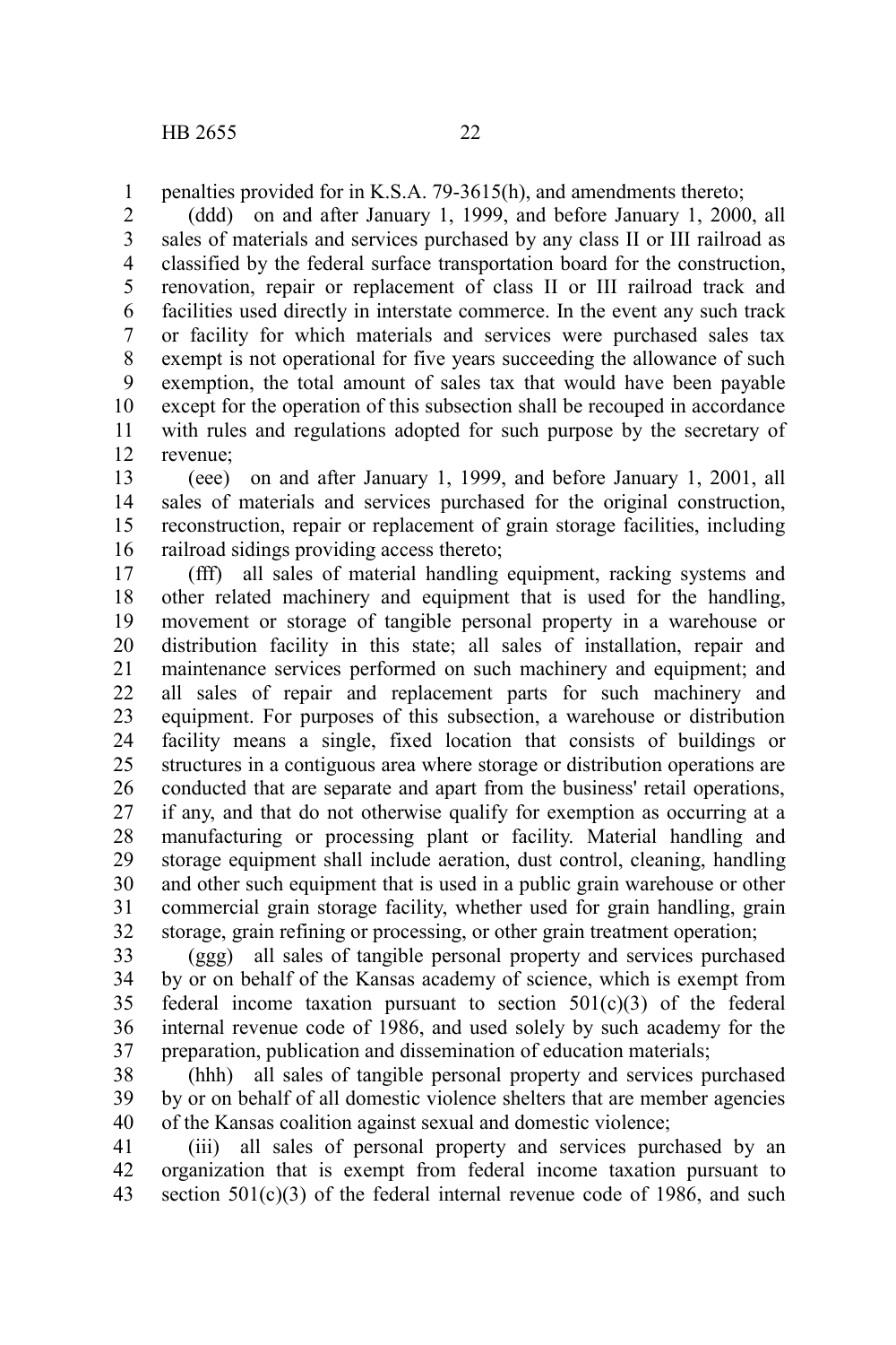penalties provided for in K.S.A. 79-3615(h), and amendments thereto;

(ddd) on and after January 1, 1999, and before January 1, 2000, all sales of materials and services purchased by any class II or III railroad as classified by the federal surface transportation board for the construction, renovation, repair or replacement of class II or III railroad track and facilities used directly in interstate commerce. In the event any such track or facility for which materials and services were purchased sales tax exempt is not operational for five years succeeding the allowance of such exemption, the total amount of sales tax that would have been payable except for the operation of this subsection shall be recouped in accordance with rules and regulations adopted for such purpose by the secretary of revenue;

(eee) on and after January 1, 1999, and before January 1, 2001, all sales of materials and services purchased for the original construction, reconstruction, repair or replacement of grain storage facilities, including railroad sidings providing access thereto;

(fff) all sales of material handling equipment, racking systems and other related machinery and equipment that is used for the handling, movement or storage of tangible personal property in a warehouse or distribution facility in this state; all sales of installation, repair and maintenance services performed on such machinery and equipment; and all sales of repair and replacement parts for such machinery and equipment. For purposes of this subsection, a warehouse or distribution facility means a single, fixed location that consists of buildings or structures in a contiguous area where storage or distribution operations are conducted that are separate and apart from the business' retail operations, if any, and that do not otherwise qualify for exemption as occurring at a manufacturing or processing plant or facility. Material handling and storage equipment shall include aeration, dust control, cleaning, handling and other such equipment that is used in a public grain warehouse or other commercial grain storage facility, whether used for grain handling, grain storage, grain refining or processing, or other grain treatment operation;

(ggg) all sales of tangible personal property and services purchased by or on behalf of the Kansas academy of science, which is exempt from federal income taxation pursuant to section 501(c)(3) of the federal internal revenue code of 1986, and used solely by such academy for the preparation, publication and dissemination of education materials;

(hhh) all sales of tangible personal property and services purchased by or on behalf of all domestic violence shelters that are member agencies of the Kansas coalition against sexual and domestic violence;

(iii) all sales of personal property and services purchased by an organization that is exempt from federal income taxation pursuant to section 501(c)(3) of the federal internal revenue code of 1986, and such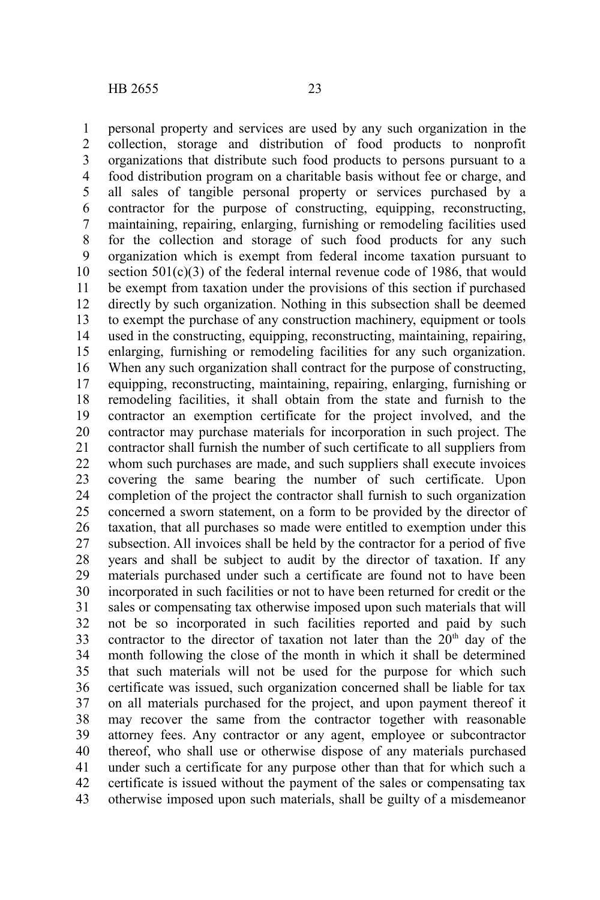personal property and services are used by any such organization in the collection, storage and distribution of food products to nonprofit organizations that distribute such food products to persons pursuant to a food distribution program on a charitable basis without fee or charge, and all sales of tangible personal property or services purchased by a contractor for the purpose of constructing, equipping, reconstructing, maintaining, repairing, enlarging, furnishing or remodeling facilities used for the collection and storage of such food products for any such organization which is exempt from federal income taxation pursuant to section 501(c)(3) of the federal internal revenue code of 1986, that would be exempt from taxation under the provisions of this section if purchased directly by such organization. Nothing in this subsection shall be deemed to exempt the purchase of any construction machinery, equipment or tools used in the constructing, equipping, reconstructing, maintaining, repairing, enlarging, furnishing or remodeling facilities for any such organization. When any such organization shall contract for the purpose of constructing, equipping, reconstructing, maintaining, repairing, enlarging, furnishing or remodeling facilities, it shall obtain from the state and furnish to the contractor an exemption certificate for the project involved, and the contractor may purchase materials for incorporation in such project. The contractor shall furnish the number of such certificate to all suppliers from whom such purchases are made, and such suppliers shall execute invoices covering the same bearing the number of such certificate. Upon completion of the project the contractor shall furnish to such organization concerned a sworn statement, on a form to be provided by the director of taxation, that all purchases so made were entitled to exemption under this subsection. All invoices shall be held by the contractor for a period of five years and shall be subject to audit by the director of taxation. If any materials purchased under such a certificate are found not to have been incorporated in such facilities or not to have been returned for credit or the sales or compensating tax otherwise imposed upon such materials that will not be so incorporated in such facilities reported and paid by such contractor to the director of taxation not later than the 20th day of the month following the close of the month in which it shall be determined that such materials will not be used for the purpose for which such certificate was issued, such organization concerned shall be liable for tax on all materials purchased for the project, and upon payment thereof it may recover the same from the contractor together with reasonable attorney fees. Any contractor or any agent, employee or subcontractor thereof, who shall use or otherwise dispose of any materials purchased under such a certificate for any purpose other than that for which such a certificate is issued without the payment of the sales or compensating tax otherwise imposed upon such materials, shall be guilty of a misdemeanor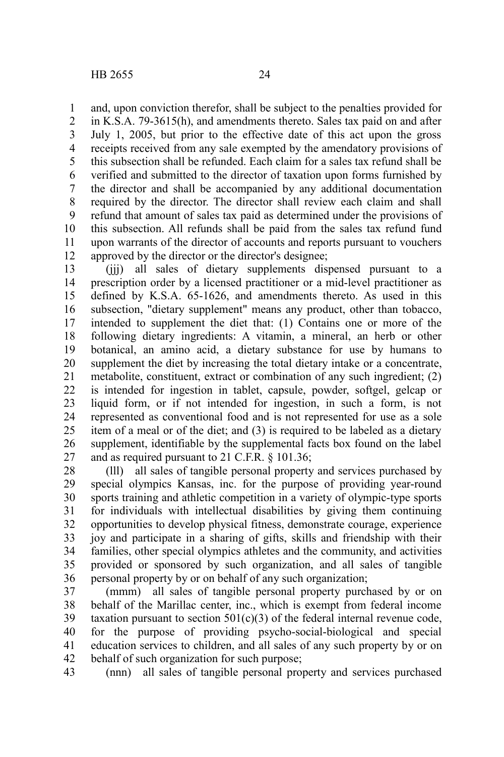and, upon conviction therefor, shall be subject to the penalties provided for in K.S.A. 79-3615(h), and amendments thereto. Sales tax paid on and after July 1, 2005, but prior to the effective date of this act upon the gross receipts received from any sale exempted by the amendatory provisions of this subsection shall be refunded. Each claim for a sales tax refund shall be verified and submitted to the director of taxation upon forms furnished by the director and shall be accompanied by any additional documentation required by the director. The director shall review each claim and shall refund that amount of sales tax paid as determined under the provisions of this subsection. All refunds shall be paid from the sales tax refund fund upon warrants of the director of accounts and reports pursuant to vouchers approved by the director or the director's designee;

(jjj) all sales of dietary supplements dispensed pursuant to a prescription order by a licensed practitioner or a mid-level practitioner as defined by K.S.A. 65-1626, and amendments thereto. As used in this subsection, "dietary supplement" means any product, other than tobacco, intended to supplement the diet that: (1) Contains one or more of the following dietary ingredients: A vitamin, a mineral, an herb or other botanical, an amino acid, a dietary substance for use by humans to supplement the diet by increasing the total dietary intake or a concentrate, metabolite, constituent, extract or combination of any such ingredient; (2) is intended for ingestion in tablet, capsule, powder, softgel, gelcap or liquid form, or if not intended for ingestion, in such a form, is not represented as conventional food and is not represented for use as a sole item of a meal or of the diet; and (3) is required to be labeled as a dietary supplement, identifiable by the supplemental facts box found on the label and as required pursuant to 21 C.F.R. § 101.36;

(lll) all sales of tangible personal property and services purchased by special olympics Kansas, inc. for the purpose of providing year-round sports training and athletic competition in a variety of olympic-type sports for individuals with intellectual disabilities by giving them continuing opportunities to develop physical fitness, demonstrate courage, experience joy and participate in a sharing of gifts, skills and friendship with their families, other special olympics athletes and the community, and activities provided or sponsored by such organization, and all sales of tangible personal property by or on behalf of any such organization;

(mmm) all sales of tangible personal property purchased by or on behalf of the Marillac center, inc., which is exempt from federal income taxation pursuant to section 501(c)(3) of the federal internal revenue code, for the purpose of providing psycho-social-biological and special education services to children, and all sales of any such property by or on behalf of such organization for such purpose;

(nnn) all sales of tangible personal property and services purchased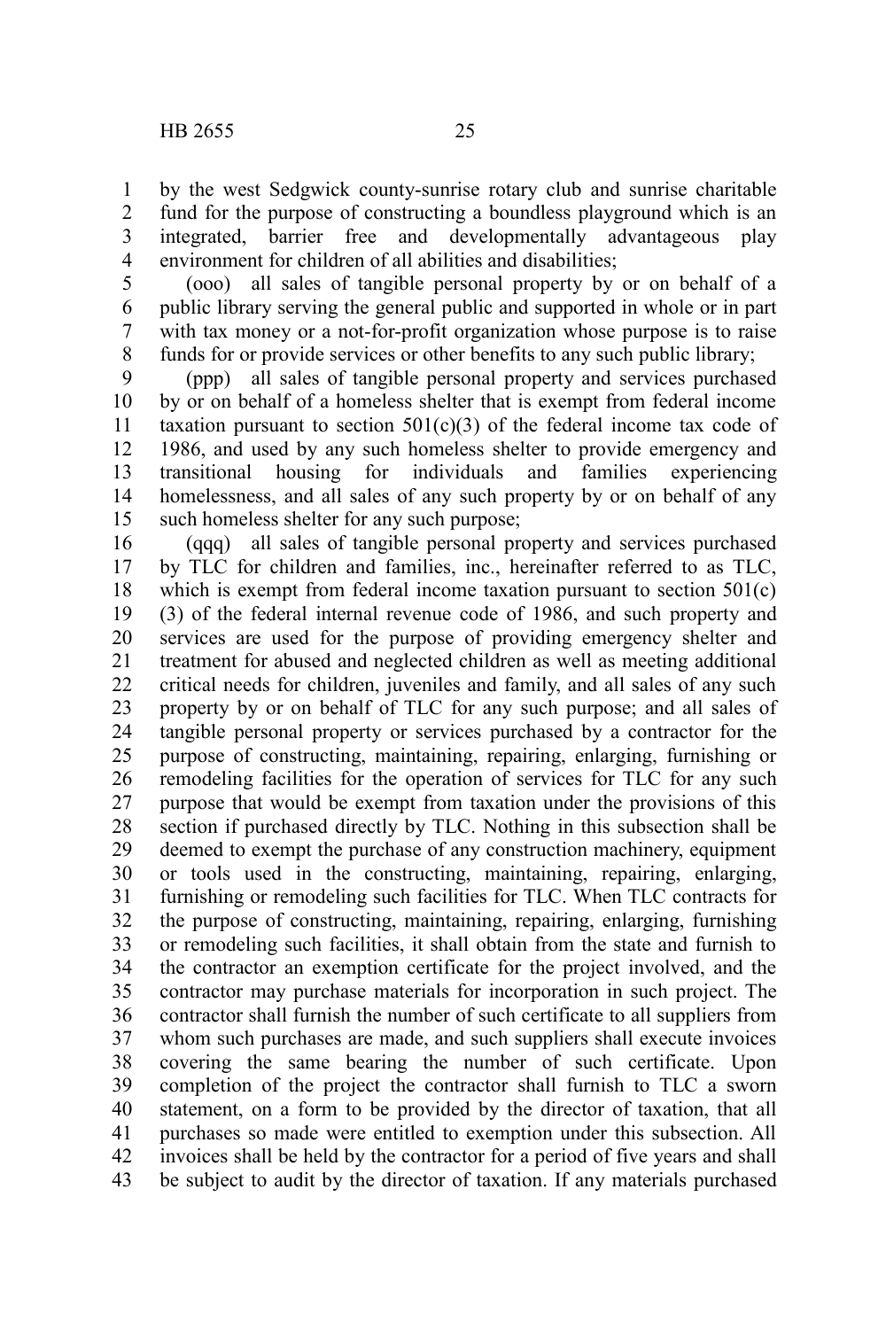by the west Sedgwick county-sunrise rotary club and sunrise charitable fund for the purpose of constructing a boundless playground which is an integrated, barrier free and developmentally advantageous play environment for children of all abilities and disabilities;

(ooo) all sales of tangible personal property by or on behalf of a public library serving the general public and supported in whole or in part with tax money or a not-for-profit organization whose purpose is to raise funds for or provide services or other benefits to any such public library;

(ppp) all sales of tangible personal property and services purchased by or on behalf of a homeless shelter that is exempt from federal income taxation pursuant to section 501(c)(3) of the federal income tax code of 1986, and used by any such homeless shelter to provide emergency and transitional housing for individuals and families experiencing homelessness, and all sales of any such property by or on behalf of any such homeless shelter for any such purpose;

(qqq) all sales of tangible personal property and services purchased by TLC for children and families, inc., hereinafter referred to as TLC, which is exempt from federal income taxation pursuant to section 501(c)(3) of the federal internal revenue code of 1986, and such property and services are used for the purpose of providing emergency shelter and treatment for abused and neglected children as well as meeting additional critical needs for children, juveniles and family, and all sales of any such property by or on behalf of TLC for any such purpose; and all sales of tangible personal property or services purchased by a contractor for the purpose of constructing, maintaining, repairing, enlarging, furnishing or remodeling facilities for the operation of services for TLC for any such purpose that would be exempt from taxation under the provisions of this section if purchased directly by TLC. Nothing in this subsection shall be deemed to exempt the purchase of any construction machinery, equipment or tools used in the constructing, maintaining, repairing, enlarging, furnishing or remodeling such facilities for TLC. When TLC contracts for the purpose of constructing, maintaining, repairing, enlarging, furnishing or remodeling such facilities, it shall obtain from the state and furnish to the contractor an exemption certificate for the project involved, and the contractor may purchase materials for incorporation in such project. The contractor shall furnish the number of such certificate to all suppliers from whom such purchases are made, and such suppliers shall execute invoices covering the same bearing the number of such certificate. Upon completion of the project the contractor shall furnish to TLC a sworn statement, on a form to be provided by the director of taxation, that all purchases so made were entitled to exemption under this subsection. All invoices shall be held by the contractor for a period of five years and shall be subject to audit by the director of taxation. If any materials purchased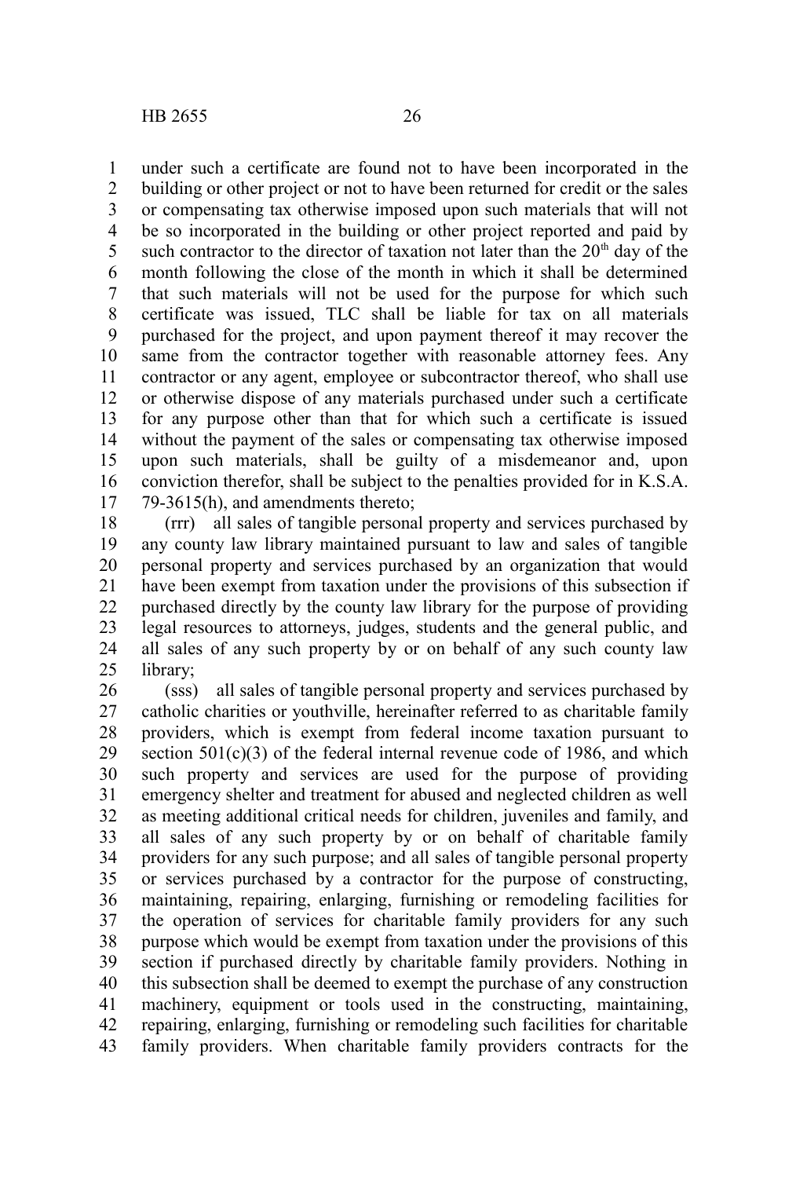under such a certificate are found not to have been incorporated in the building or other project or not to have been returned for credit or the sales or compensating tax otherwise imposed upon such materials that will not be so incorporated in the building or other project reported and paid by such contractor to the director of taxation not later than the 20th day of the month following the close of the month in which it shall be determined that such materials will not be used for the purpose for which such certificate was issued, TLC shall be liable for tax on all materials purchased for the project, and upon payment thereof it may recover the same from the contractor together with reasonable attorney fees. Any contractor or any agent, employee or subcontractor thereof, who shall use or otherwise dispose of any materials purchased under such a certificate for any purpose other than that for which such a certificate is issued without the payment of the sales or compensating tax otherwise imposed upon such materials, shall be guilty of a misdemeanor and, upon conviction therefor, shall be subject to the penalties provided for in K.S.A. 79-3615(h), and amendments thereto;

(rrr) all sales of tangible personal property and services purchased by any county law library maintained pursuant to law and sales of tangible personal property and services purchased by an organization that would have been exempt from taxation under the provisions of this subsection if purchased directly by the county law library for the purpose of providing legal resources to attorneys, judges, students and the general public, and all sales of any such property by or on behalf of any such county law library;

(sss) all sales of tangible personal property and services purchased by catholic charities or youthville, hereinafter referred to as charitable family providers, which is exempt from federal income taxation pursuant to section 501(c)(3) of the federal internal revenue code of 1986, and which such property and services are used for the purpose of providing emergency shelter and treatment for abused and neglected children as well as meeting additional critical needs for children, juveniles and family, and all sales of any such property by or on behalf of charitable family providers for any such purpose; and all sales of tangible personal property or services purchased by a contractor for the purpose of constructing, maintaining, repairing, enlarging, furnishing or remodeling facilities for the operation of services for charitable family providers for any such purpose which would be exempt from taxation under the provisions of this section if purchased directly by charitable family providers. Nothing in this subsection shall be deemed to exempt the purchase of any construction machinery, equipment or tools used in the constructing, maintaining, repairing, enlarging, furnishing or remodeling such facilities for charitable family providers. When charitable family providers contracts for the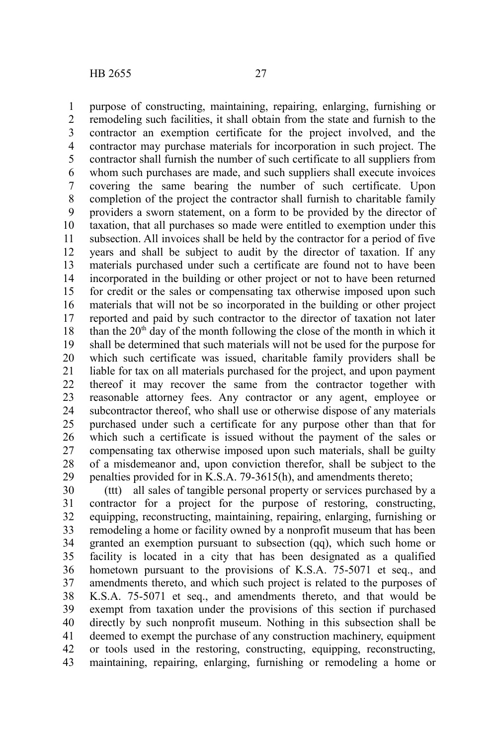purpose of constructing, maintaining, repairing, enlarging, furnishing or remodeling such facilities, it shall obtain from the state and furnish to the contractor an exemption certificate for the project involved, and the contractor may purchase materials for incorporation in such project. The contractor shall furnish the number of such certificate to all suppliers from whom such purchases are made, and such suppliers shall execute invoices covering the same bearing the number of such certificate. Upon completion of the project the contractor shall furnish to charitable family providers a sworn statement, on a form to be provided by the director of taxation, that all purchases so made were entitled to exemption under this subsection. All invoices shall be held by the contractor for a period of five years and shall be subject to audit by the director of taxation. If any materials purchased under such a certificate are found not to have been incorporated in the building or other project or not to have been returned for credit or the sales or compensating tax otherwise imposed upon such materials that will not be so incorporated in the building or other project reported and paid by such contractor to the director of taxation not later than the 20th day of the month following the close of the month in which it shall be determined that such materials will not be used for the purpose for which such certificate was issued, charitable family providers shall be liable for tax on all materials purchased for the project, and upon payment thereof it may recover the same from the contractor together with reasonable attorney fees. Any contractor or any agent, employee or subcontractor thereof, who shall use or otherwise dispose of any materials purchased under such a certificate for any purpose other than that for which such a certificate is issued without the payment of the sales or compensating tax otherwise imposed upon such materials, shall be guilty of a misdemeanor and, upon conviction therefor, shall be subject to the penalties provided for in K.S.A. 79-3615(h), and amendments thereto;

(ttt) all sales of tangible personal property or services purchased by a contractor for a project for the purpose of restoring, constructing, equipping, reconstructing, maintaining, repairing, enlarging, furnishing or remodeling a home or facility owned by a nonprofit museum that has been granted an exemption pursuant to subsection (qq), which such home or facility is located in a city that has been designated as a qualified hometown pursuant to the provisions of K.S.A. 75-5071 et seq., and amendments thereto, and which such project is related to the purposes of K.S.A. 75-5071 et seq., and amendments thereto, and that would be exempt from taxation under the provisions of this section if purchased directly by such nonprofit museum. Nothing in this subsection shall be deemed to exempt the purchase of any construction machinery, equipment or tools used in the restoring, constructing, equipping, reconstructing, maintaining, repairing, enlarging, furnishing or remodeling a home or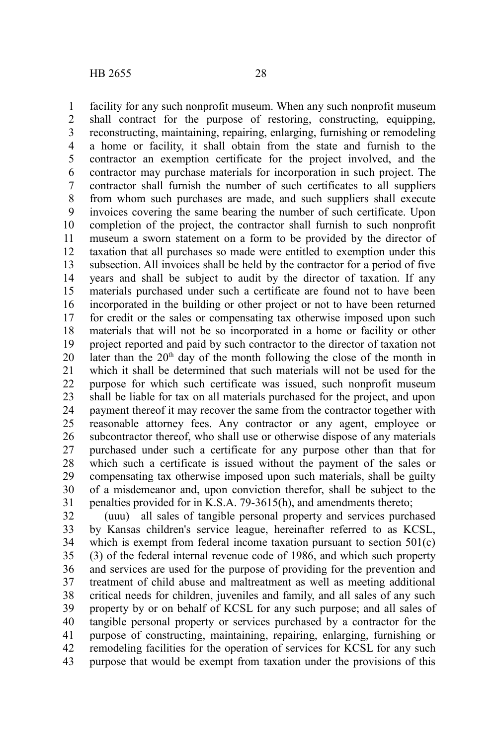facility for any such nonprofit museum. When any such nonprofit museum shall contract for the purpose of restoring, constructing, equipping, reconstructing, maintaining, repairing, enlarging, furnishing or remodeling a home or facility, it shall obtain from the state and furnish to the contractor an exemption certificate for the project involved, and the contractor may purchase materials for incorporation in such project. The contractor shall furnish the number of such certificates to all suppliers from whom such purchases are made, and such suppliers shall execute invoices covering the same bearing the number of such certificate. Upon completion of the project, the contractor shall furnish to such nonprofit museum a sworn statement on a form to be provided by the director of taxation that all purchases so made were entitled to exemption under this subsection. All invoices shall be held by the contractor for a period of five years and shall be subject to audit by the director of taxation. If any materials purchased under such a certificate are found not to have been incorporated in the building or other project or not to have been returned for credit or the sales or compensating tax otherwise imposed upon such materials that will not be so incorporated in a home or facility or other project reported and paid by such contractor to the director of taxation not later than the 20th day of the month following the close of the month in which it shall be determined that such materials will not be used for the purpose for which such certificate was issued, such nonprofit museum shall be liable for tax on all materials purchased for the project, and upon payment thereof it may recover the same from the contractor together with reasonable attorney fees. Any contractor or any agent, employee or subcontractor thereof, who shall use or otherwise dispose of any materials purchased under such a certificate for any purpose other than that for which such a certificate is issued without the payment of the sales or compensating tax otherwise imposed upon such materials, shall be guilty of a misdemeanor and, upon conviction therefor, shall be subject to the penalties provided for in K.S.A. 79-3615(h), and amendments thereto;

(uuu) all sales of tangible personal property and services purchased by Kansas children's service league, hereinafter referred to as KCSL, which is exempt from federal income taxation pursuant to section 501(c)(3) of the federal internal revenue code of 1986, and which such property and services are used for the purpose of providing for the prevention and treatment of child abuse and maltreatment as well as meeting additional critical needs for children, juveniles and family, and all sales of any such property by or on behalf of KCSL for any such purpose; and all sales of tangible personal property or services purchased by a contractor for the purpose of constructing, maintaining, repairing, enlarging, furnishing or remodeling facilities for the operation of services for KCSL for any such purpose that would be exempt from taxation under the provisions of this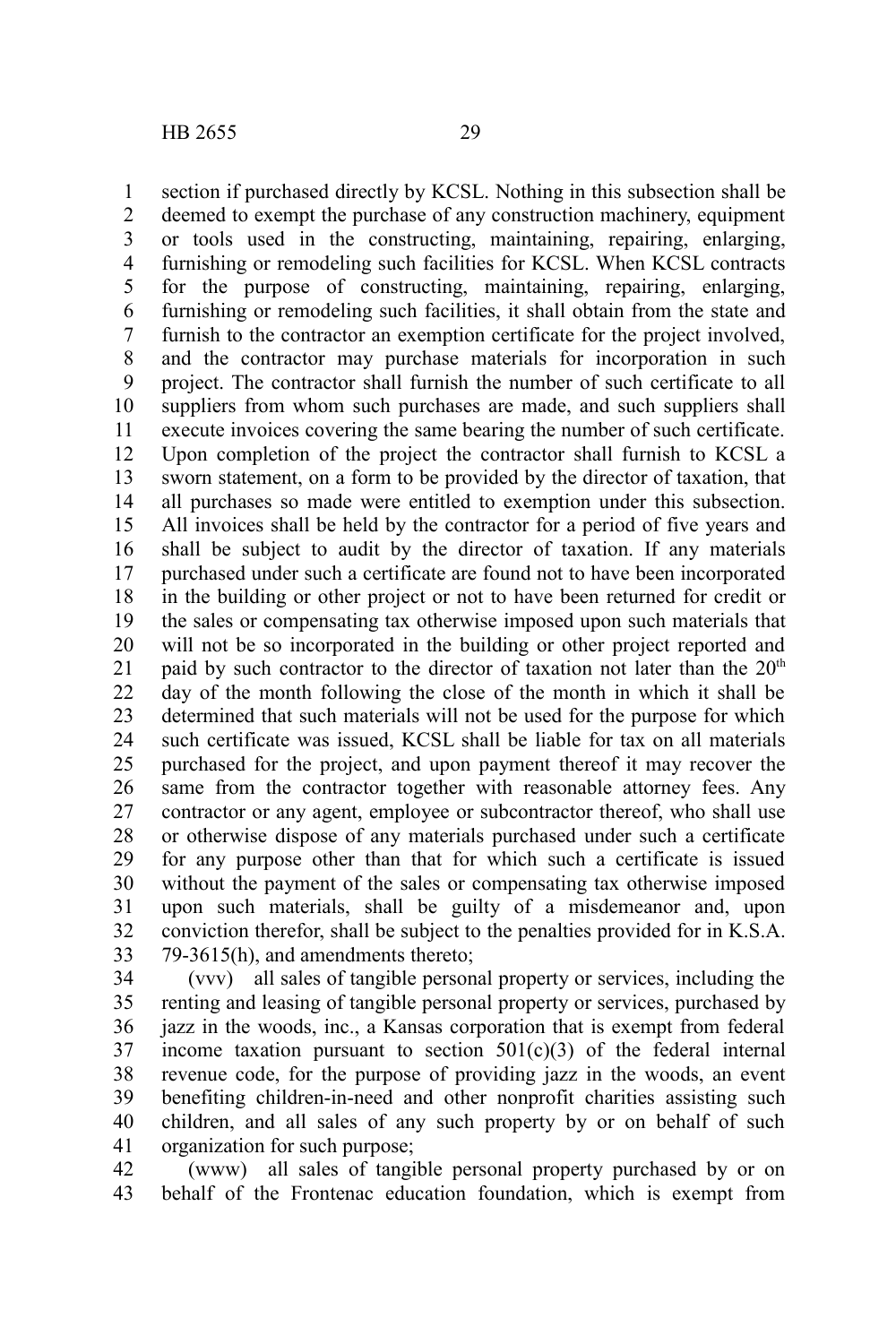section if purchased directly by KCSL. Nothing in this subsection shall be deemed to exempt the purchase of any construction machinery, equipment or tools used in the constructing, maintaining, repairing, enlarging, furnishing or remodeling such facilities for KCSL. When KCSL contracts for the purpose of constructing, maintaining, repairing, enlarging, furnishing or remodeling such facilities, it shall obtain from the state and furnish to the contractor an exemption certificate for the project involved, and the contractor may purchase materials for incorporation in such project. The contractor shall furnish the number of such certificate to all suppliers from whom such purchases are made, and such suppliers shall execute invoices covering the same bearing the number of such certificate. Upon completion of the project the contractor shall furnish to KCSL a sworn statement, on a form to be provided by the director of taxation, that all purchases so made were entitled to exemption under this subsection. All invoices shall be held by the contractor for a period of five years and shall be subject to audit by the director of taxation. If any materials purchased under such a certificate are found not to have been incorporated in the building or other project or not to have been returned for credit or the sales or compensating tax otherwise imposed upon such materials that will not be so incorporated in the building or other project reported and paid by such contractor to the director of taxation not later than the 20th day of the month following the close of the month in which it shall be determined that such materials will not be used for the purpose for which such certificate was issued, KCSL shall be liable for tax on all materials purchased for the project, and upon payment thereof it may recover the same from the contractor together with reasonable attorney fees. Any contractor or any agent, employee or subcontractor thereof, who shall use or otherwise dispose of any materials purchased under such a certificate for any purpose other than that for which such a certificate is issued without the payment of the sales or compensating tax otherwise imposed upon such materials, shall be guilty of a misdemeanor and, upon conviction therefor, shall be subject to the penalties provided for in K.S.A. 79-3615(h), and amendments thereto;

(vvv) all sales of tangible personal property or services, including the renting and leasing of tangible personal property or services, purchased by jazz in the woods, inc., a Kansas corporation that is exempt from federal income taxation pursuant to section 501(c)(3) of the federal internal revenue code, for the purpose of providing jazz in the woods, an event benefiting children-in-need and other nonprofit charities assisting such children, and all sales of any such property by or on behalf of such organization for such purpose;

(www) all sales of tangible personal property purchased by or on behalf of the Frontenac education foundation, which is exempt from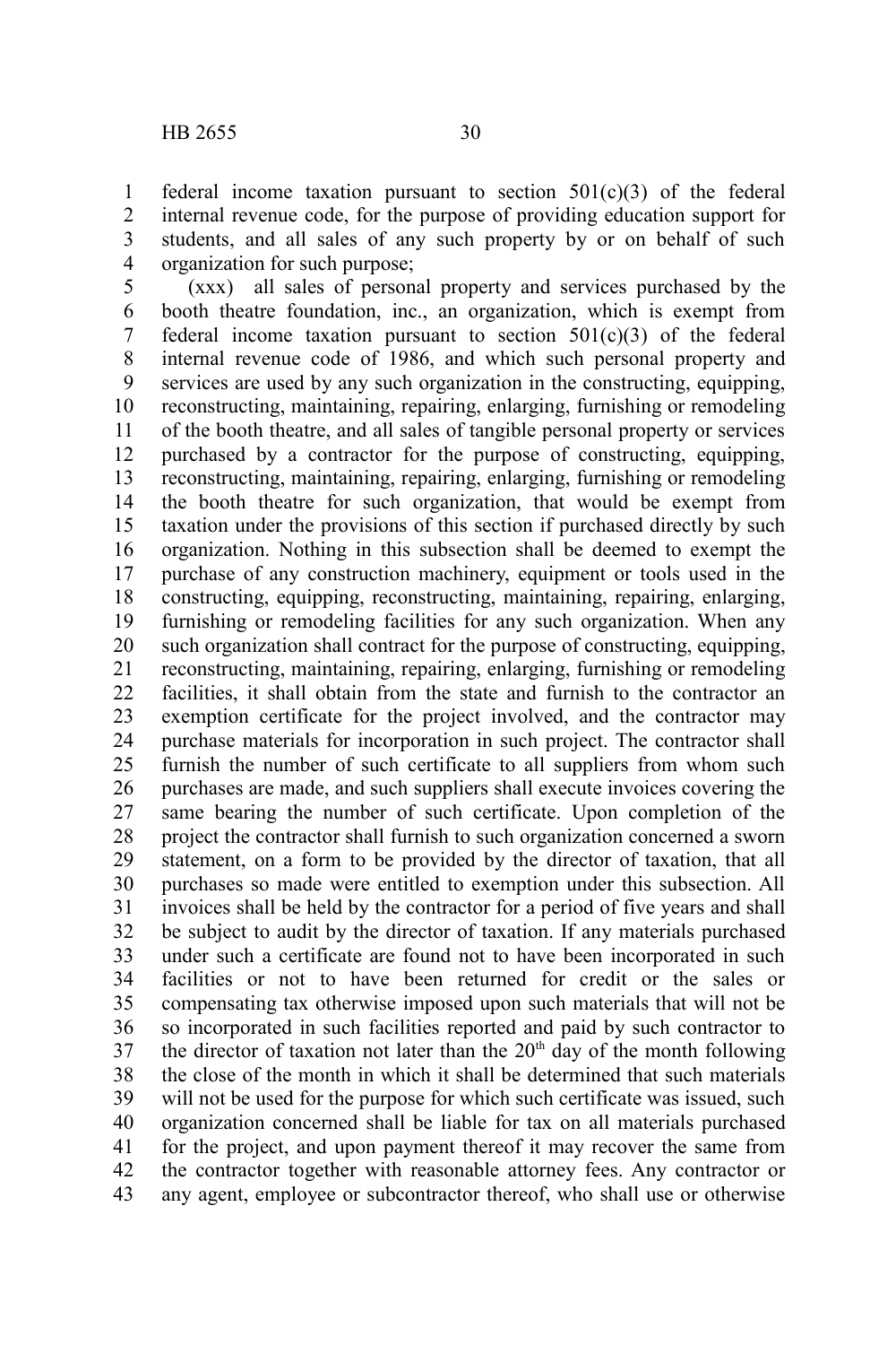federal income taxation pursuant to section 501(c)(3) of the federal internal revenue code, for the purpose of providing education support for students, and all sales of any such property by or on behalf of such organization for such purpose;

(xxx) all sales of personal property and services purchased by the booth theatre foundation, inc., an organization, which is exempt from federal income taxation pursuant to section 501(c)(3) of the federal internal revenue code of 1986, and which such personal property and services are used by any such organization in the constructing, equipping, reconstructing, maintaining, repairing, enlarging, furnishing or remodeling of the booth theatre, and all sales of tangible personal property or services purchased by a contractor for the purpose of constructing, equipping, reconstructing, maintaining, repairing, enlarging, furnishing or remodeling the booth theatre for such organization, that would be exempt from taxation under the provisions of this section if purchased directly by such organization. Nothing in this subsection shall be deemed to exempt the purchase of any construction machinery, equipment or tools used in the constructing, equipping, reconstructing, maintaining, repairing, enlarging, furnishing or remodeling facilities for any such organization. When any such organization shall contract for the purpose of constructing, equipping, reconstructing, maintaining, repairing, enlarging, furnishing or remodeling facilities, it shall obtain from the state and furnish to the contractor an exemption certificate for the project involved, and the contractor may purchase materials for incorporation in such project. The contractor shall furnish the number of such certificate to all suppliers from whom such purchases are made, and such suppliers shall execute invoices covering the same bearing the number of such certificate. Upon completion of the project the contractor shall furnish to such organization concerned a sworn statement, on a form to be provided by the director of taxation, that all purchases so made were entitled to exemption under this subsection. All invoices shall be held by the contractor for a period of five years and shall be subject to audit by the director of taxation. If any materials purchased under such a certificate are found not to have been incorporated in such facilities or not to have been returned for credit or the sales or compensating tax otherwise imposed upon such materials that will not be so incorporated in such facilities reported and paid by such contractor to the director of taxation not later than the 20th day of the month following the close of the month in which it shall be determined that such materials will not be used for the purpose for which such certificate was issued, such organization concerned shall be liable for tax on all materials purchased for the project, and upon payment thereof it may recover the same from the contractor together with reasonable attorney fees. Any contractor or any agent, employee or subcontractor thereof, who shall use or otherwise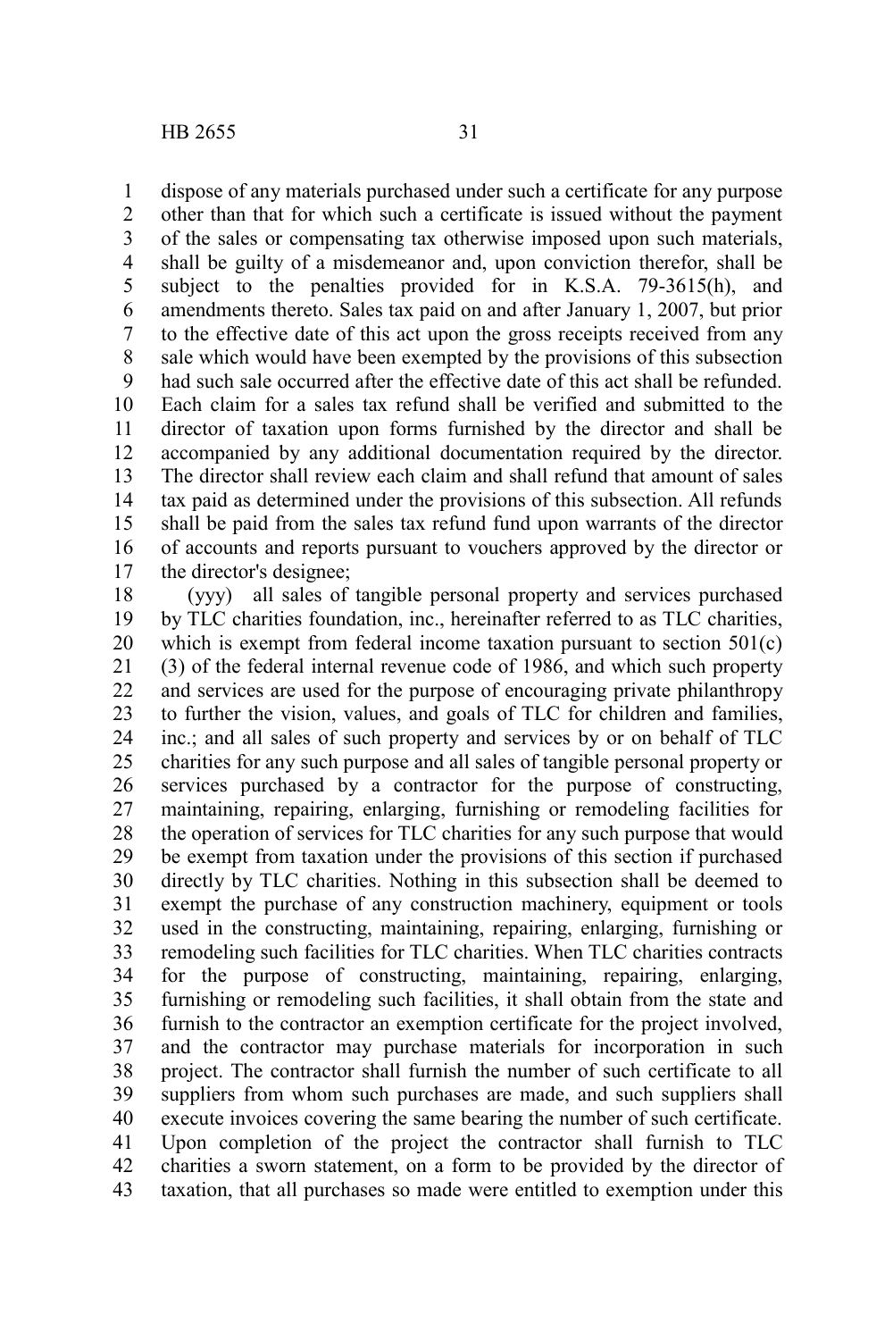dispose of any materials purchased under such a certificate for any purpose other than that for which such a certificate is issued without the payment of the sales or compensating tax otherwise imposed upon such materials, shall be guilty of a misdemeanor and, upon conviction therefor, shall be subject to the penalties provided for in K.S.A. 79-3615(h), and amendments thereto. Sales tax paid on and after January 1, 2007, but prior to the effective date of this act upon the gross receipts received from any sale which would have been exempted by the provisions of this subsection had such sale occurred after the effective date of this act shall be refunded. Each claim for a sales tax refund shall be verified and submitted to the director of taxation upon forms furnished by the director and shall be accompanied by any additional documentation required by the director. The director shall review each claim and shall refund that amount of sales tax paid as determined under the provisions of this subsection. All refunds shall be paid from the sales tax refund fund upon warrants of the director of accounts and reports pursuant to vouchers approved by the director or the director's designee;

(yyy) all sales of tangible personal property and services purchased by TLC charities foundation, inc., hereinafter referred to as TLC charities, which is exempt from federal income taxation pursuant to section 501(c)(3) of the federal internal revenue code of 1986, and which such property and services are used for the purpose of encouraging private philanthropy to further the vision, values, and goals of TLC for children and families, inc.; and all sales of such property and services by or on behalf of TLC charities for any such purpose and all sales of tangible personal property or services purchased by a contractor for the purpose of constructing, maintaining, repairing, enlarging, furnishing or remodeling facilities for the operation of services for TLC charities for any such purpose that would be exempt from taxation under the provisions of this section if purchased directly by TLC charities. Nothing in this subsection shall be deemed to exempt the purchase of any construction machinery, equipment or tools used in the constructing, maintaining, repairing, enlarging, furnishing or remodeling such facilities for TLC charities. When TLC charities contracts for the purpose of constructing, maintaining, repairing, enlarging, furnishing or remodeling such facilities, it shall obtain from the state and furnish to the contractor an exemption certificate for the project involved, and the contractor may purchase materials for incorporation in such project. The contractor shall furnish the number of such certificate to all suppliers from whom such purchases are made, and such suppliers shall execute invoices covering the same bearing the number of such certificate. Upon completion of the project the contractor shall furnish to TLC charities a sworn statement, on a form to be provided by the director of taxation, that all purchases so made were entitled to exemption under this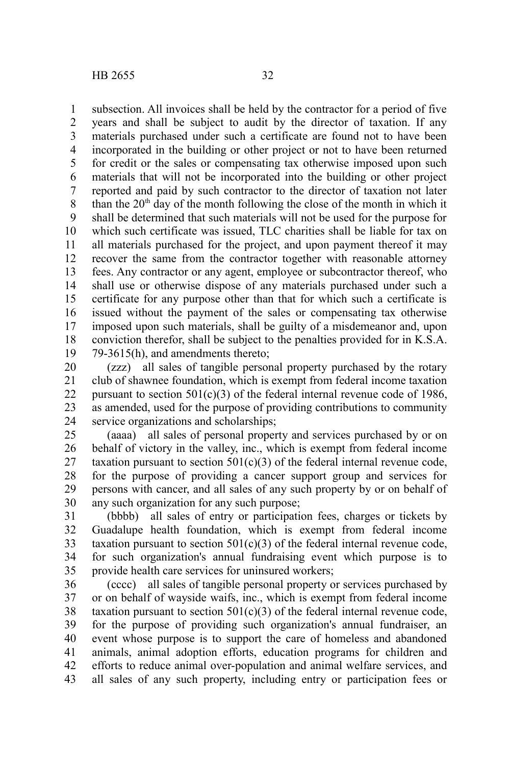subsection. All invoices shall be held by the contractor for a period of five years and shall be subject to audit by the director of taxation. If any materials purchased under such a certificate are found not to have been incorporated in the building or other project or not to have been returned for credit or the sales or compensating tax otherwise imposed upon such materials that will not be incorporated into the building or other project reported and paid by such contractor to the director of taxation not later than the 20th day of the month following the close of the month in which it shall be determined that such materials will not be used for the purpose for which such certificate was issued, TLC charities shall be liable for tax on all materials purchased for the project, and upon payment thereof it may recover the same from the contractor together with reasonable attorney fees. Any contractor or any agent, employee or subcontractor thereof, who shall use or otherwise dispose of any materials purchased under such a certificate for any purpose other than that for which such a certificate is issued without the payment of the sales or compensating tax otherwise imposed upon such materials, shall be guilty of a misdemeanor and, upon conviction therefor, shall be subject to the penalties provided for in K.S.A. 79-3615(h), and amendments thereto;

(zzz) all sales of tangible personal property purchased by the rotary club of shawnee foundation, which is exempt from federal income taxation pursuant to section 501(c)(3) of the federal internal revenue code of 1986, as amended, used for the purpose of providing contributions to community service organizations and scholarships;

(aaaa) all sales of personal property and services purchased by or on behalf of victory in the valley, inc., which is exempt from federal income taxation pursuant to section 501(c)(3) of the federal internal revenue code, for the purpose of providing a cancer support group and services for persons with cancer, and all sales of any such property by or on behalf of any such organization for any such purpose;

(bbbb) all sales of entry or participation fees, charges or tickets by Guadalupe health foundation, which is exempt from federal income taxation pursuant to section 501(c)(3) of the federal internal revenue code, for such organization's annual fundraising event which purpose is to provide health care services for uninsured workers;

(cccc) all sales of tangible personal property or services purchased by or on behalf of wayside waifs, inc., which is exempt from federal income taxation pursuant to section 501(c)(3) of the federal internal revenue code, for the purpose of providing such organization's annual fundraiser, an event whose purpose is to support the care of homeless and abandoned animals, animal adoption efforts, education programs for children and efforts to reduce animal over-population and animal welfare services, and all sales of any such property, including entry or participation fees or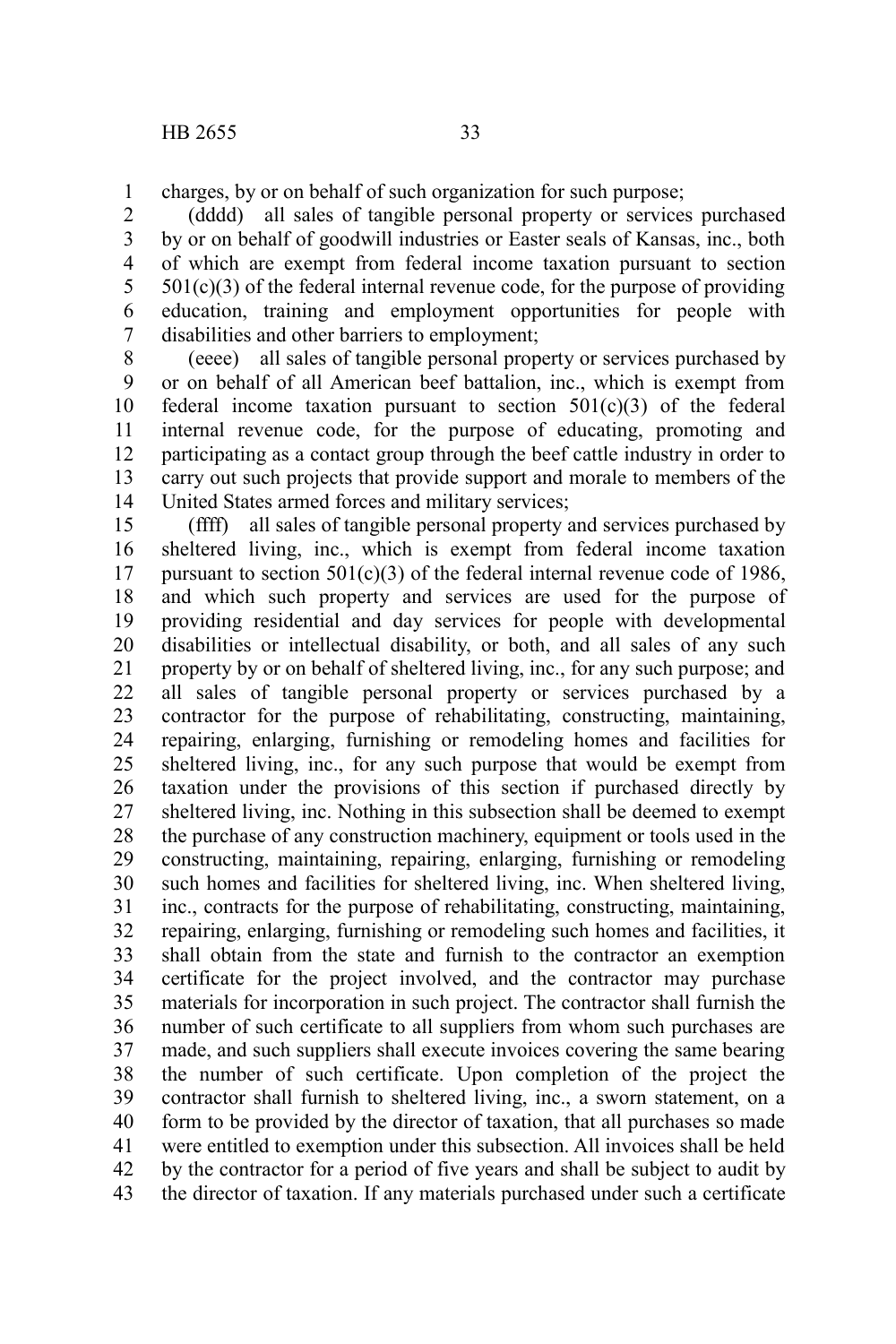charges, by or on behalf of such organization for such purpose;

(dddd) all sales of tangible personal property or services purchased by or on behalf of goodwill industries or Easter seals of Kansas, inc., both of which are exempt from federal income taxation pursuant to section 501(c)(3) of the federal internal revenue code, for the purpose of providing education, training and employment opportunities for people with disabilities and other barriers to employment;

(eeee) all sales of tangible personal property or services purchased by or on behalf of all American beef battalion, inc., which is exempt from federal income taxation pursuant to section 501(c)(3) of the federal internal revenue code, for the purpose of educating, promoting and participating as a contact group through the beef cattle industry in order to carry out such projects that provide support and morale to members of the United States armed forces and military services;

(ffff) all sales of tangible personal property and services purchased by sheltered living, inc., which is exempt from federal income taxation pursuant to section 501(c)(3) of the federal internal revenue code of 1986, and which such property and services are used for the purpose of providing residential and day services for people with developmental disabilities or intellectual disability, or both, and all sales of any such property by or on behalf of sheltered living, inc., for any such purpose; and all sales of tangible personal property or services purchased by a contractor for the purpose of rehabilitating, constructing, maintaining, repairing, enlarging, furnishing or remodeling homes and facilities for sheltered living, inc., for any such purpose that would be exempt from taxation under the provisions of this section if purchased directly by sheltered living, inc. Nothing in this subsection shall be deemed to exempt the purchase of any construction machinery, equipment or tools used in the constructing, maintaining, repairing, enlarging, furnishing or remodeling such homes and facilities for sheltered living, inc. When sheltered living, inc., contracts for the purpose of rehabilitating, constructing, maintaining, repairing, enlarging, furnishing or remodeling such homes and facilities, it shall obtain from the state and furnish to the contractor an exemption certificate for the project involved, and the contractor may purchase materials for incorporation in such project. The contractor shall furnish the number of such certificate to all suppliers from whom such purchases are made, and such suppliers shall execute invoices covering the same bearing the number of such certificate. Upon completion of the project the contractor shall furnish to sheltered living, inc., a sworn statement, on a form to be provided by the director of taxation, that all purchases so made were entitled to exemption under this subsection. All invoices shall be held by the contractor for a period of five years and shall be subject to audit by the director of taxation. If any materials purchased under such a certificate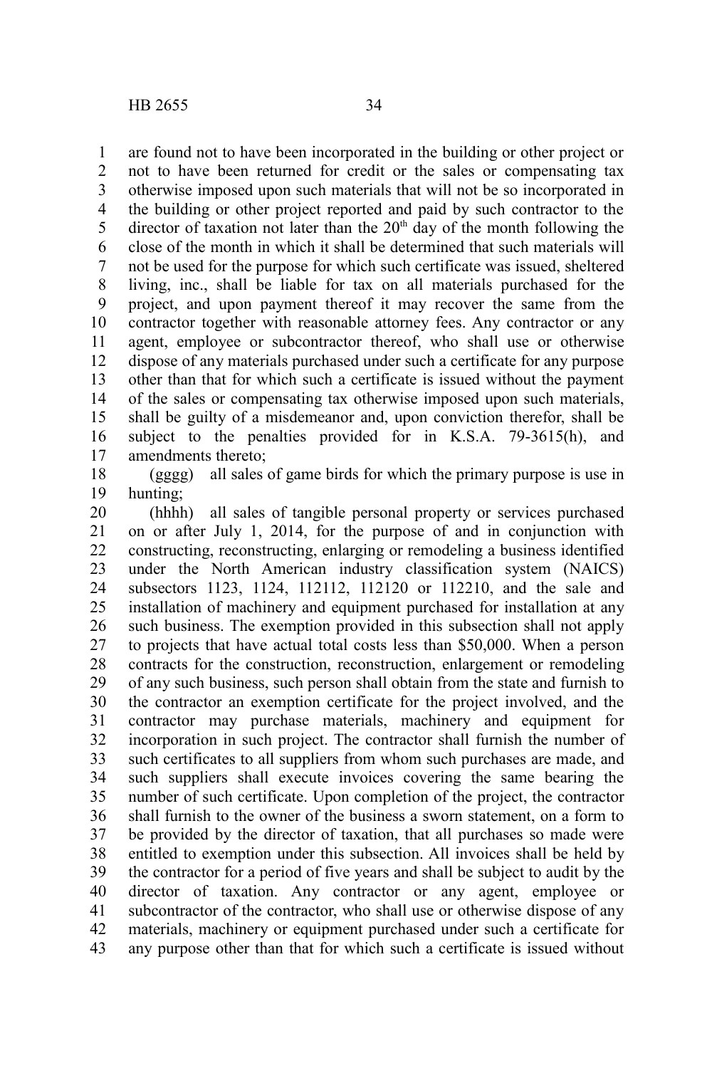are found not to have been incorporated in the building or other project or not to have been returned for credit or the sales or compensating tax otherwise imposed upon such materials that will not be so incorporated in the building or other project reported and paid by such contractor to the director of taxation not later than the $20^{th}$ day of the month following the close of the month in which it shall be determined that such materials will not be used for the purpose for which such certificate was issued, sheltered living, inc., shall be liable for tax on all materials purchased for the project, and upon payment thereof it may recover the same from the contractor together with reasonable attorney fees. Any contractor or any agent, employee or subcontractor thereof, who shall use or otherwise dispose of any materials purchased under such a certificate for any purpose other than that for which such a certificate is issued without the payment of the sales or compensating tax otherwise imposed upon such materials, shall be guilty of a misdemeanor and, upon conviction therefor, shall be subject to the penalties provided for in K.S.A. 79-3615(h), and amendments thereto;

(gggg) all sales of game birds for which the primary purpose is use in hunting;

(hhhh) all sales of tangible personal property or services purchased on or after July 1, 2014, for the purpose of and in conjunction with constructing, reconstructing, enlarging or remodeling a business identified under the North American industry classification system (NAICS) subsectors 1123, 1124, 112112, 112120 or 112210, and the sale and installation of machinery and equipment purchased for installation at any such business. The exemption provided in this subsection shall not apply to projects that have actual total costs less than $50,000. When a person contracts for the construction, reconstruction, enlargement or remodeling of any such business, such person shall obtain from the state and furnish to the contractor an exemption certificate for the project involved, and the contractor may purchase materials, machinery and equipment for incorporation in such project. The contractor shall furnish the number of such certificates to all suppliers from whom such purchases are made, and such suppliers shall execute invoices covering the same bearing the number of such certificate. Upon completion of the project, the contractor shall furnish to the owner of the business a sworn statement, on a form to be provided by the director of taxation, that all purchases so made were entitled to exemption under this subsection. All invoices shall be held by the contractor for a period of five years and shall be subject to audit by the director of taxation. Any contractor or any agent, employee or subcontractor of the contractor, who shall use or otherwise dispose of any materials, machinery or equipment purchased under such a certificate for any purpose other than that for which such a certificate is issued without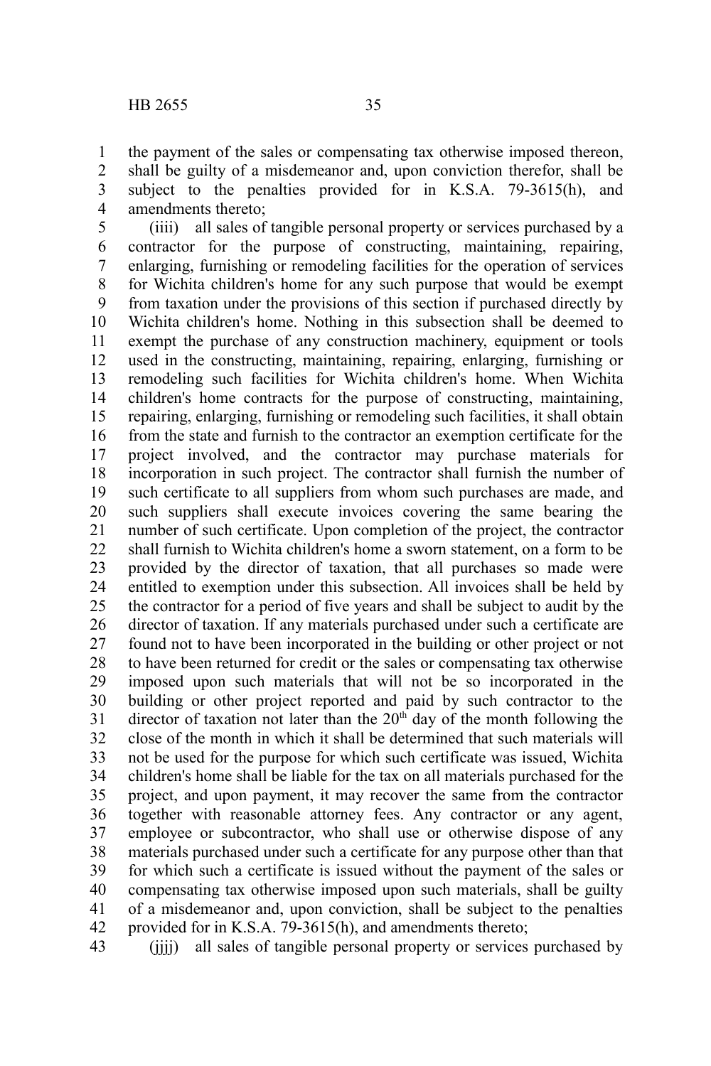the payment of the sales or compensating tax otherwise imposed thereon, shall be guilty of a misdemeanor and, upon conviction therefor, shall be subject to the penalties provided for in K.S.A. 79-3615(h), and amendments thereto;

(iiii) all sales of tangible personal property or services purchased by a contractor for the purpose of constructing, maintaining, repairing, enlarging, furnishing or remodeling facilities for the operation of services for Wichita children's home for any such purpose that would be exempt from taxation under the provisions of this section if purchased directly by Wichita children's home. Nothing in this subsection shall be deemed to exempt the purchase of any construction machinery, equipment or tools used in the constructing, maintaining, repairing, enlarging, furnishing or remodeling such facilities for Wichita children's home. When Wichita children's home contracts for the purpose of constructing, maintaining, repairing, enlarging, furnishing or remodeling such facilities, it shall obtain from the state and furnish to the contractor an exemption certificate for the project involved, and the contractor may purchase materials for incorporation in such project. The contractor shall furnish the number of such certificate to all suppliers from whom such purchases are made, and such suppliers shall execute invoices covering the same bearing the number of such certificate. Upon completion of the project, the contractor shall furnish to Wichita children's home a sworn statement, on a form to be provided by the director of taxation, that all purchases so made were entitled to exemption under this subsection. All invoices shall be held by the contractor for a period of five years and shall be subject to audit by the director of taxation. If any materials purchased under such a certificate are found not to have been incorporated in the building or other project or not to have been returned for credit or the sales or compensating tax otherwise imposed upon such materials that will not be so incorporated in the building or other project reported and paid by such contractor to the director of taxation not later than the 20th day of the month following the close of the month in which it shall be determined that such materials will not be used for the purpose for which such certificate was issued, Wichita children's home shall be liable for the tax on all materials purchased for the project, and upon payment, it may recover the same from the contractor together with reasonable attorney fees. Any contractor or any agent, employee or subcontractor, who shall use or otherwise dispose of any materials purchased under such a certificate for any purpose other than that for which such a certificate is issued without the payment of the sales or compensating tax otherwise imposed upon such materials, shall be guilty of a misdemeanor and, upon conviction, shall be subject to the penalties provided for in K.S.A. 79-3615(h), and amendments thereto;

(jjjj) all sales of tangible personal property or services purchased by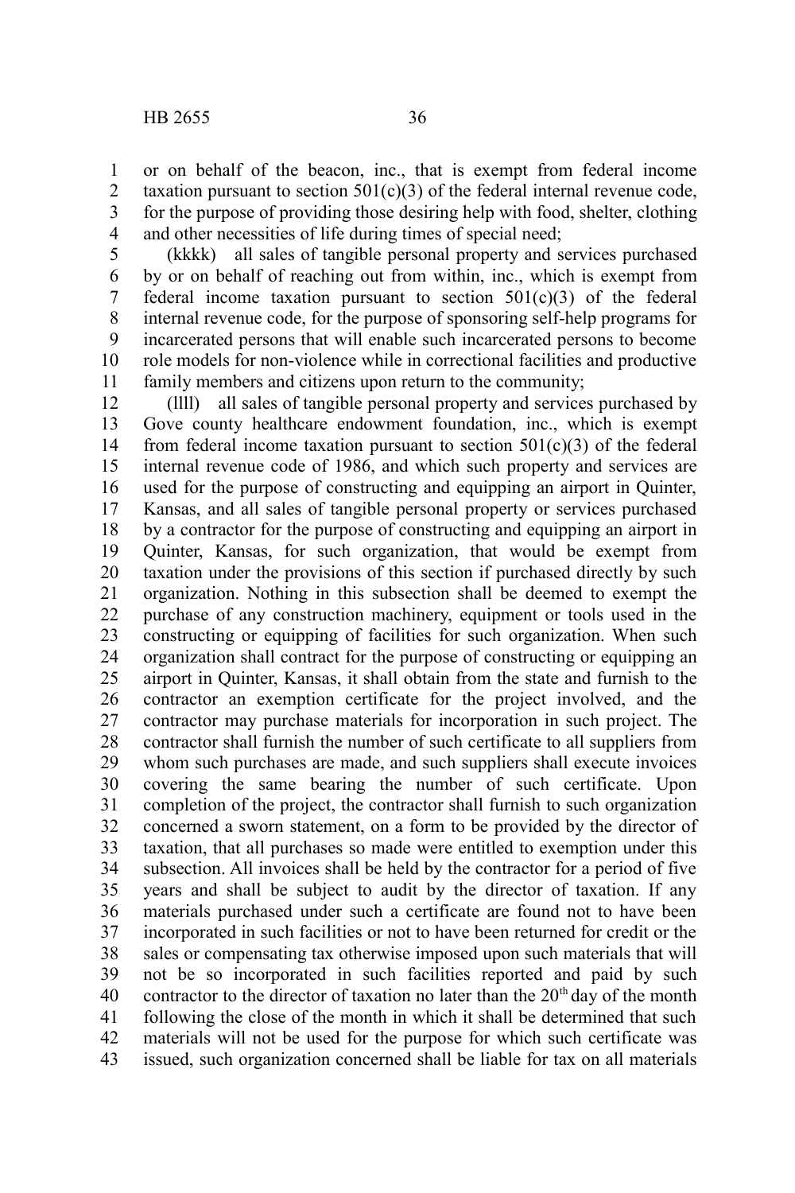or on behalf of the beacon, inc., that is exempt from federal income taxation pursuant to section 501(c)(3) of the federal internal revenue code, for the purpose of providing those desiring help with food, shelter, clothing and other necessities of life during times of special need;

(kkkk) all sales of tangible personal property and services purchased by or on behalf of reaching out from within, inc., which is exempt from federal income taxation pursuant to section 501(c)(3) of the federal internal revenue code, for the purpose of sponsoring self-help programs for incarcerated persons that will enable such incarcerated persons to become role models for non-violence while in correctional facilities and productive family members and citizens upon return to the community;

(llll) all sales of tangible personal property and services purchased by Gove county healthcare endowment foundation, inc., which is exempt from federal income taxation pursuant to section 501(c)(3) of the federal internal revenue code of 1986, and which such property and services are used for the purpose of constructing and equipping an airport in Quinter, Kansas, and all sales of tangible personal property or services purchased by a contractor for the purpose of constructing and equipping an airport in Quinter, Kansas, for such organization, that would be exempt from taxation under the provisions of this section if purchased directly by such organization. Nothing in this subsection shall be deemed to exempt the purchase of any construction machinery, equipment or tools used in the constructing or equipping of facilities for such organization. When such organization shall contract for the purpose of constructing or equipping an airport in Quinter, Kansas, it shall obtain from the state and furnish to the contractor an exemption certificate for the project involved, and the contractor may purchase materials for incorporation in such project. The contractor shall furnish the number of such certificate to all suppliers from whom such purchases are made, and such suppliers shall execute invoices covering the same bearing the number of such certificate. Upon completion of the project, the contractor shall furnish to such organization concerned a sworn statement, on a form to be provided by the director of taxation, that all purchases so made were entitled to exemption under this subsection. All invoices shall be held by the contractor for a period of five years and shall be subject to audit by the director of taxation. If any materials purchased under such a certificate are found not to have been incorporated in such facilities or not to have been returned for credit or the sales or compensating tax otherwise imposed upon such materials that will not be so incorporated in such facilities reported and paid by such contractor to the director of taxation no later than the 20th day of the month following the close of the month in which it shall be determined that such materials will not be used for the purpose for which such certificate was issued, such organization concerned shall be liable for tax on all materials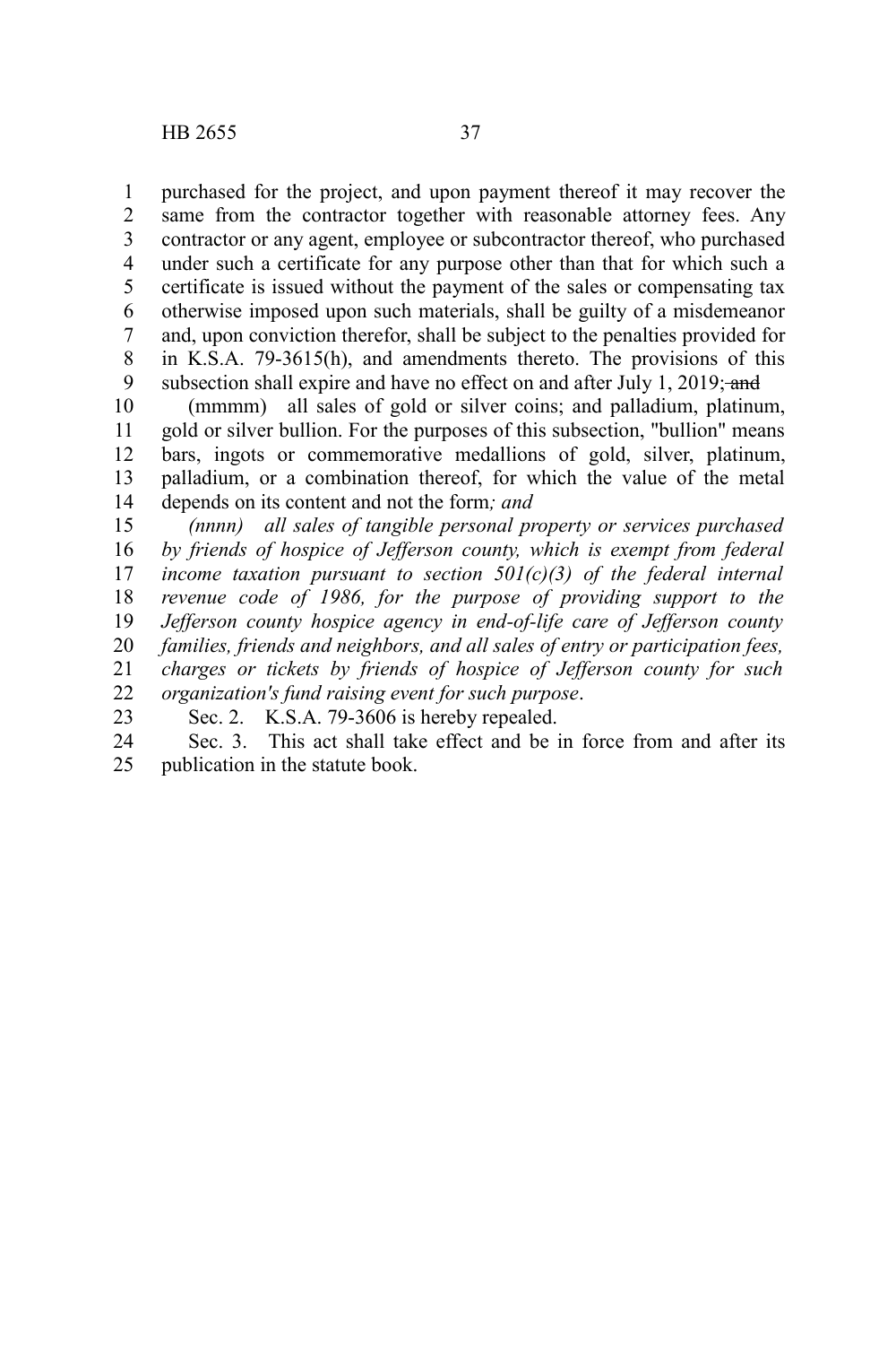purchased for the project, and upon payment thereof it may recover the same from the contractor together with reasonable attorney fees. Any contractor or any agent, employee or subcontractor thereof, who purchased under such a certificate for any purpose other than that for which such a certificate is issued without the payment of the sales or compensating tax otherwise imposed upon such materials, shall be guilty of a misdemeanor and, upon conviction therefor, shall be subject to the penalties provided for in K.S.A. 79-3615(h), and amendments thereto. The provisions of this subsection shall expire and have no effect on and after July 1, 2019; ~~and~~

(mmmm) all sales of gold or silver coins; and palladium, platinum, gold or silver bullion. For the purposes of this subsection, "bullion" means bars, ingots or commemorative medallions of gold, silver, platinum, palladium, or a combination thereof, for which the value of the metal depends on its content and not the form*; and*

*(nnnn) all sales of tangible personal property or services purchased by friends of hospice of Jefferson county, which is exempt from federal income taxation pursuant to section 501(c)(3) of the federal internal revenue code of 1986, for the purpose of providing support to the Jefferson county hospice agency in end-of-life care of Jefferson county families, friends and neighbors, and all sales of entry or participation fees, charges or tickets by friends of hospice of Jefferson county for such organization's fund raising event for such purpose*.

Sec. 2. K.S.A. 79-3606 is hereby repealed.

Sec. 3. This act shall take effect and be in force from and after its publication in the statute book.